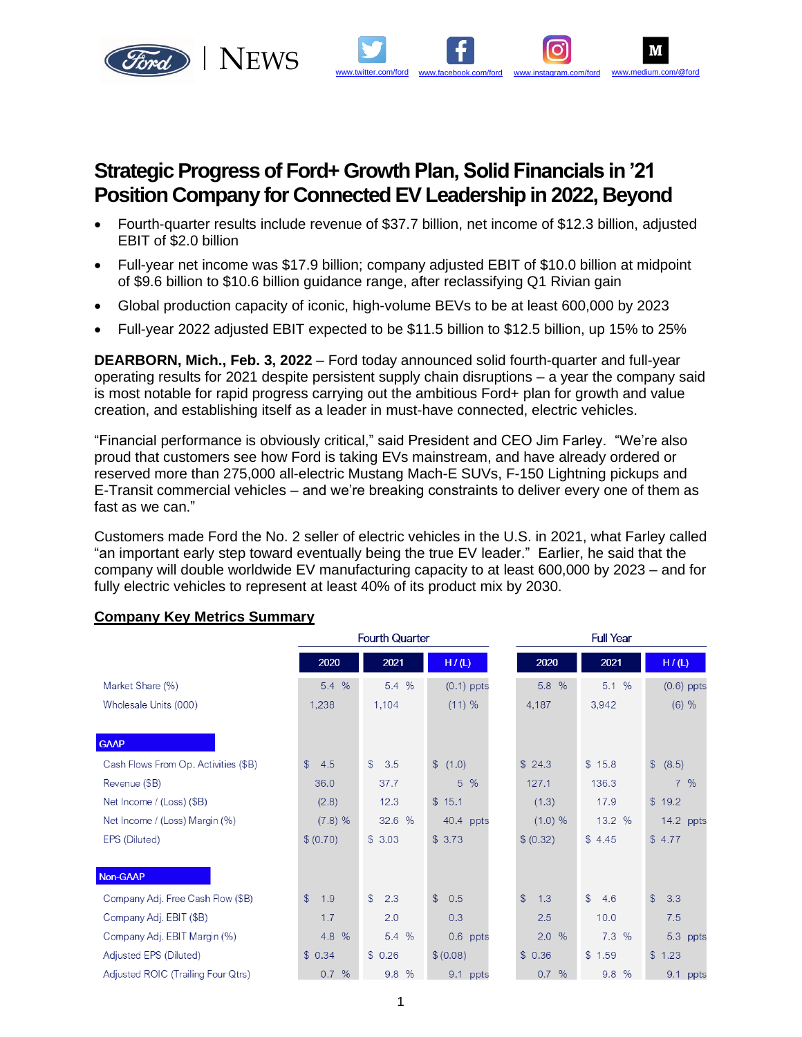# Strategic Progress of Ford+ Growth Plan, Solid Financials in '21 Position Company for Connected EV Leadership in 2022, Beyond

- Fourth-quarter results include revenue of $37.7 billion, net income of $12.3 billion, adjusted EBIT of $2.0 billion
- Full-year net income was $17.9 billion; company adjusted EBIT of $10.0 billion at midpoint of $9.6 billion to $10.6 billion guidance range, after reclassifying Q1 Rivian gain
- Global production capacity of iconic, high-volume BEVs to be at least 600,000 by 2023
- Full-year 2022 adjusted EBIT expected to be $11.5 billion to $12.5 billion, up 15% to 25%

**DEARBORN, Mich., Feb. 3, 2022** – Ford today announced solid fourth-quarter and full-year operating results for 2021 despite persistent supply chain disruptions – a year the company said is most notable for rapid progress carrying out the ambitious Ford+ plan for growth and value creation, and establishing itself as a leader in must-have connected, electric vehicles.

"Financial performance is obviously critical," said President and CEO Jim Farley. "We're also proud that customers see how Ford is taking EVs mainstream, and have already ordered or reserved more than 275,000 all-electric Mustang Mach-E SUVs, F-150 Lightning pickups and E-Transit commercial vehicles – and we're breaking constraints to deliver every one of them as fast as we can."

Customers made Ford the No. 2 seller of electric vehicles in the U.S. in 2021, what Farley called "an important early step toward eventually being the true EV leader." Earlier, he said that the company will double worldwide EV manufacturing capacity to at least 600,000 by 2023 – and for fully electric vehicles to represent at least 40% of its product mix by 2030.

## Company Key Metrics Summary

| | Fourth Quarter | | | Full Year | | |
|---|---|---|---|---|---|---|
| | 2020 | 2021 | H / (L) | 2020 | 2021 | H / (L) |
| Market Share (%) | 5.4 % | 5.4 % | (0.1) ppts | 5.8 % | 5.1 % | (0.6) ppts |
| Wholesale Units (000) | 1,238 | 1,104 | (11) % | 4,187 | 3,942 | (6) % |
| **GAAP** | | | | | | |
| Cash Flows From Op. Activities ($B) | $ 4.5 | $ 3.5 | $ (1.0) | $ 24.3 | $ 15.8 | $ (8.5) |
| Revenue ($B) | 36.0 | 37.7 | 5 % | 127.1 | 136.3 | 7 % |
| Net Income / (Loss) ($B) | (2.8) | 12.3 | $ 15.1 | (1.3) | 17.9 | $ 19.2 |
| Net Income / (Loss) Margin (%) | (7.8) % | 32.6 % | 40.4 ppts | (1.0) % | 13.2 % | 14.2 ppts |
| EPS (Diluted) | $ (0.70) | $ 3.03 | $ 3.73 | $ (0.32) | $ 4.45 | $ 4.77 |
| **Non-GAAP** | | | | | | |
| Company Adj. Free Cash Flow ($B) | $ 1.9 | $ 2.3 | $ 0.5 | $ 1.3 | $ 4.6 | $ 3.3 |
| Company Adj. EBIT ($B) | 1.7 | 2.0 | 0.3 | 2.5 | 10.0 | 7.5 |
| Company Adj. EBIT Margin (%) | 4.8 % | 5.4 % | 0.6 ppts | 2.0 % | 7.3 % | 5.3 ppts |
| Adjusted EPS (Diluted) | $ 0.34 | $ 0.26 | $ (0.08) | $ 0.36 | $ 1.59 | $ 1.23 |
| Adjusted ROIC (Trailing Four Qtrs) | 0.7 % | 9.8 % | 9.1 ppts | 0.7 % | 9.8 % | 9.1 ppts |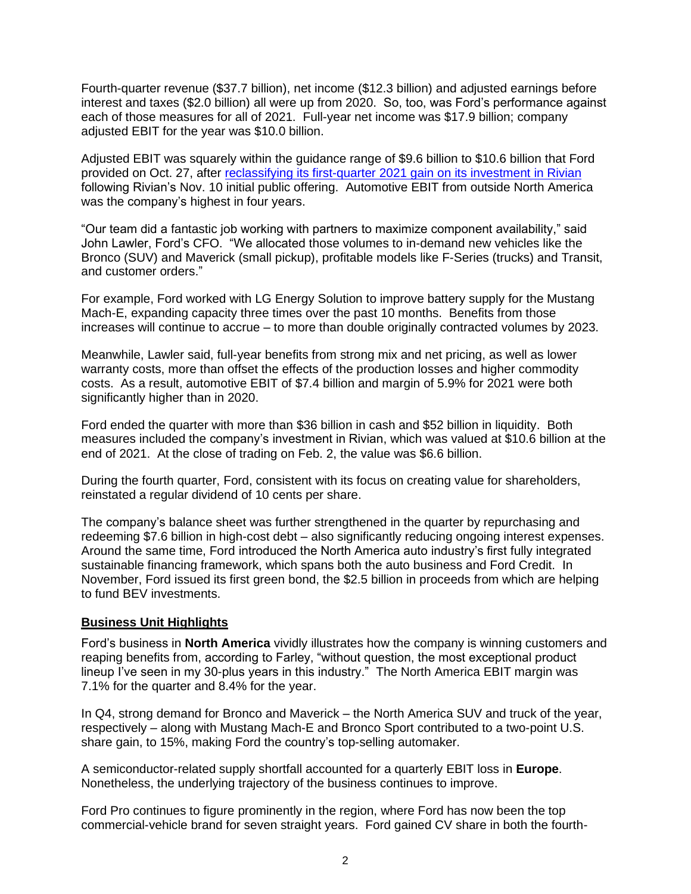Fourth-quarter revenue ($37.7 billion), net income ($12.3 billion) and adjusted earnings before interest and taxes ($2.0 billion) all were up from 2020. So, too, was Ford's performance against each of those measures for all of 2021. Full-year net income was $17.9 billion; company adjusted EBIT for the year was $10.0 billion.

Adjusted EBIT was squarely within the guidance range of $9.6 billion to $10.6 billion that Ford provided on Oct. 27, after [reclassifying its first-quarter 2021 gain on its investment in Rivian] following Rivian's Nov. 10 initial public offering. Automotive EBIT from outside North America was the company's highest in four years.

"Our team did a fantastic job working with partners to maximize component availability," said John Lawler, Ford's CFO. "We allocated those volumes to in-demand new vehicles like the Bronco (SUV) and Maverick (small pickup), profitable models like F-Series (trucks) and Transit, and customer orders."

For example, Ford worked with LG Energy Solution to improve battery supply for the Mustang Mach-E, expanding capacity three times over the past 10 months. Benefits from those increases will continue to accrue – to more than double originally contracted volumes by 2023.

Meanwhile, Lawler said, full-year benefits from strong mix and net pricing, as well as lower warranty costs, more than offset the effects of the production losses and higher commodity costs. As a result, automotive EBIT of $7.4 billion and margin of 5.9% for 2021 were both significantly higher than in 2020.

Ford ended the quarter with more than $36 billion in cash and $52 billion in liquidity. Both measures included the company's investment in Rivian, which was valued at $10.6 billion at the end of 2021. At the close of trading on Feb. 2, the value was $6.6 billion.

During the fourth quarter, Ford, consistent with its focus on creating value for shareholders, reinstated a regular dividend of 10 cents per share.

The company's balance sheet was further strengthened in the quarter by repurchasing and redeeming $7.6 billion in high-cost debt – also significantly reducing ongoing interest expenses. Around the same time, Ford introduced the North America auto industry's first fully integrated sustainable financing framework, which spans both the auto business and Ford Credit. In November, Ford issued its first green bond, the $2.5 billion in proceeds from which are helping to fund BEV investments.

**Business Unit Highlights**

Ford's business in **North America** vividly illustrates how the company is winning customers and reaping benefits from, according to Farley, "without question, the most exceptional product lineup I've seen in my 30-plus years in this industry." The North America EBIT margin was 7.1% for the quarter and 8.4% for the year.

In Q4, strong demand for Bronco and Maverick – the North America SUV and truck of the year, respectively – along with Mustang Mach-E and Bronco Sport contributed to a two-point U.S. share gain, to 15%, making Ford the country's top-selling automaker.

A semiconductor-related supply shortfall accounted for a quarterly EBIT loss in **Europe**. Nonetheless, the underlying trajectory of the business continues to improve.

Ford Pro continues to figure prominently in the region, where Ford has now been the top commercial-vehicle brand for seven straight years. Ford gained CV share in both the fourth-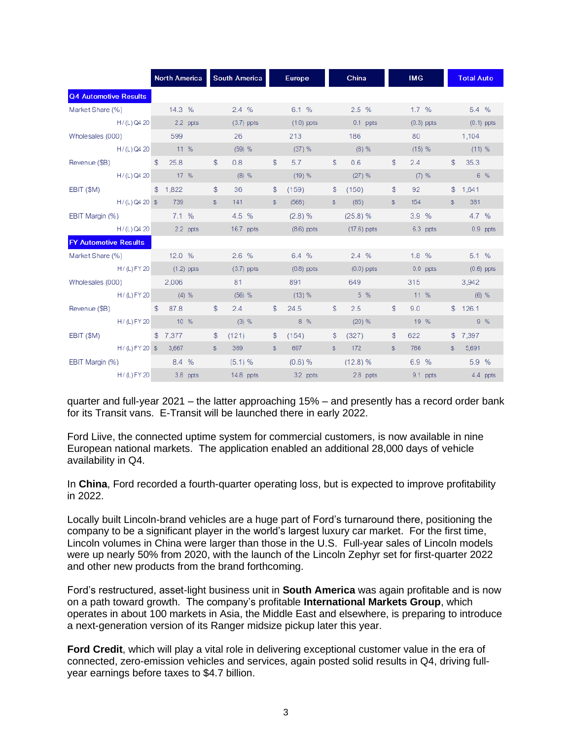| | North America | South America | Europe | China | IMG | Total Auto |
|---|---|---|---|---|---|---|
| **Q4 Automotive Results** | | | | | | |
| Market Share (%) | 14.3 % | 2.4 % | 6.1 % | 2.5 % | 1.7 % | 5.4 % |
| H / (L) Q4 20 | 2.2 ppts | (3.7) ppts | (1.0) ppts | 0.1 ppts | (0.3) ppts | (0.1) ppts |
| Wholesales (000) | 599 | 26 | 213 | 186 | 80 | 1,104 |
| H / (L) Q4 20 | 11 % | (59) % | (37) % | (8) % | (15) % | (11) % |
| Revenue ($B) | $ 25.8 | $ 0.8 | $ 5.7 | $ 0.6 | $ 2.4 | $ 35.3 |
| H / (L) Q4 20 | 17 % | (8) % | (19) % | (27) % | (7) % | 6 % |
| EBIT ($M) | $ 1,822 | $ 36 | $ (159) | $ (150) | $ 92 | $ 1,641 |
| H / (L) Q4 20 | $ 739 | $ 141 | $ (568) | $ (65) | $ 154 | $ 381 |
| EBIT Margin (%) | 7.1 % | 4.5 % | (2.8) % | (25.8) % | 3.9 % | 4.7 % |
| H / (L) Q4 20 | 2.2 ppts | 16.7 ppts | (8.6) ppts | (17.6) ppts | 6.3 ppts | 0.9 ppts |
| **FY Automotive Results** | | | | | | |
| Market Share (%) | 12.0 % | 2.6 % | 6.4 % | 2.4 % | 1.8 % | 5.1 % |
| H / (L) FY 20 | (1.2) ppts | (3.7) ppts | (0.8) ppts | (0.0) ppts | 0.0 ppts | (0.6) ppts |
| Wholesales (000) | 2,006 | 81 | 891 | 649 | 315 | 3,942 |
| H / (L) FY 20 | (4) % | (56) % | (13) % | 5 % | 11 % | (6) % |
| Revenue ($B) | $ 87.8 | $ 2.4 | $ 24.5 | $ 2.5 | $ 9.0 | $ 126.1 |
| H / (L) FY 20 | 10 % | (3) % | 8 % | (20) % | 19 % | 9 % |
| EBIT ($M) | $ 7,377 | $ (121) | $ (154) | $ (327) | $ 622 | $ 7,397 |
| H / (L) FY 20 | $ 3,667 | $ 369 | $ 697 | $ 172 | $ 786 | $ 5,691 |
| EBIT Margin (%) | 8.4 % | (5.1) % | (0.6) % | (12.8) % | 6.9 % | 5.9 % |
| H / (L) FY 20 | 3.8 ppts | 14.8 ppts | 3.2 ppts | 2.8 ppts | 9.1 ppts | 4.4 ppts |

quarter and full-year 2021 – the latter approaching 15% – and presently has a record order bank for its Transit vans. E-Transit will be launched there in early 2022.

Ford Liive, the connected uptime system for commercial customers, is now available in nine European national markets. The application enabled an additional 28,000 days of vehicle availability in Q4.

In **China**, Ford recorded a fourth-quarter operating loss, but is expected to improve profitability in 2022.

Locally built Lincoln-brand vehicles are a huge part of Ford's turnaround there, positioning the company to be a significant player in the world's largest luxury car market. For the first time, Lincoln volumes in China were larger than those in the U.S. Full-year sales of Lincoln models were up nearly 50% from 2020, with the launch of the Lincoln Zephyr set for first-quarter 2022 and other new products from the brand forthcoming.

Ford's restructured, asset-light business unit in **South America** was again profitable and is now on a path toward growth. The company's profitable **International Markets Group**, which operates in about 100 markets in Asia, the Middle East and elsewhere, is preparing to introduce a next-generation version of its Ranger midsize pickup later this year.

**Ford Credit**, which will play a vital role in delivering exceptional customer value in the era of connected, zero-emission vehicles and services, again posted solid results in Q4, driving full-year earnings before taxes to $4.7 billion.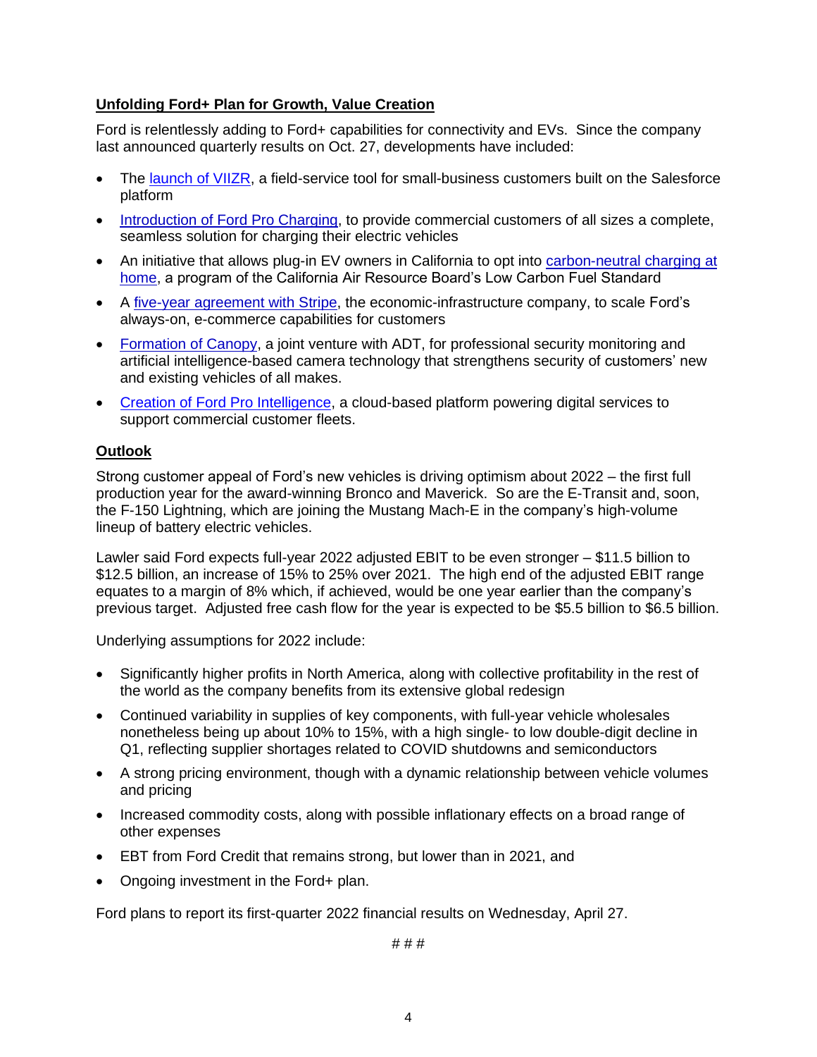**Unfolding Ford+ Plan for Growth, Value Creation**

Ford is relentlessly adding to Ford+ capabilities for connectivity and EVs. Since the company last announced quarterly results on Oct. 27, developments have included:

- The launch of VIIZR, a field-service tool for small-business customers built on the Salesforce platform
- Introduction of Ford Pro Charging, to provide commercial customers of all sizes a complete, seamless solution for charging their electric vehicles
- An initiative that allows plug-in EV owners in California to opt into carbon-neutral charging at home, a program of the California Air Resource Board's Low Carbon Fuel Standard
- A five-year agreement with Stripe, the economic-infrastructure company, to scale Ford's always-on, e-commerce capabilities for customers
- Formation of Canopy, a joint venture with ADT, for professional security monitoring and artificial intelligence-based camera technology that strengthens security of customers' new and existing vehicles of all makes.
- Creation of Ford Pro Intelligence, a cloud-based platform powering digital services to support commercial customer fleets.

**Outlook**

Strong customer appeal of Ford's new vehicles is driving optimism about 2022 – the first full production year for the award-winning Bronco and Maverick. So are the E-Transit and, soon, the F-150 Lightning, which are joining the Mustang Mach-E in the company's high-volume lineup of battery electric vehicles.

Lawler said Ford expects full-year 2022 adjusted EBIT to be even stronger – $11.5 billion to $12.5 billion, an increase of 15% to 25% over 2021. The high end of the adjusted EBIT range equates to a margin of 8% which, if achieved, would be one year earlier than the company's previous target. Adjusted free cash flow for the year is expected to be $5.5 billion to $6.5 billion.

Underlying assumptions for 2022 include:

- Significantly higher profits in North America, along with collective profitability in the rest of the world as the company benefits from its extensive global redesign
- Continued variability in supplies of key components, with full-year vehicle wholesales nonetheless being up about 10% to 15%, with a high single- to low double-digit decline in Q1, reflecting supplier shortages related to COVID shutdowns and semiconductors
- A strong pricing environment, though with a dynamic relationship between vehicle volumes and pricing
- Increased commodity costs, along with possible inflationary effects on a broad range of other expenses
- EBT from Ford Credit that remains strong, but lower than in 2021, and
- Ongoing investment in the Ford+ plan.

Ford plans to report its first-quarter 2022 financial results on Wednesday, April 27.

# # #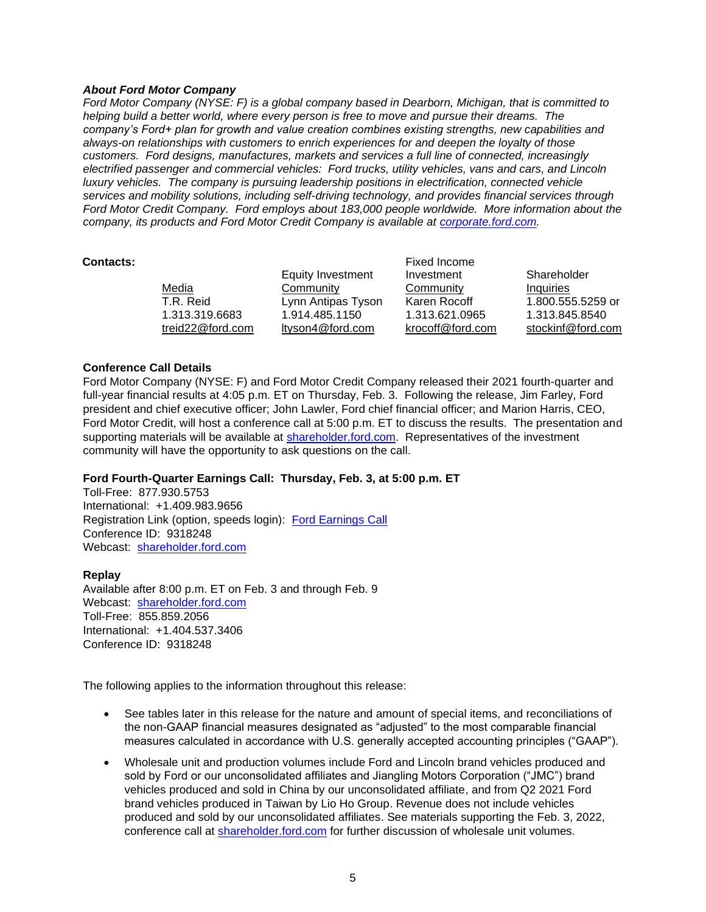***About Ford Motor Company***
*Ford Motor Company (NYSE: F) is a global company based in Dearborn, Michigan, that is committed to helping build a better world, where every person is free to move and pursue their dreams. The company's Ford+ plan for growth and value creation combines existing strengths, new capabilities and always-on relationships with customers to enrich experiences for and deepen the loyalty of those customers. Ford designs, manufactures, markets and services a full line of connected, increasingly electrified passenger and commercial vehicles: Ford trucks, utility vehicles, vans and cars, and Lincoln luxury vehicles. The company is pursuing leadership positions in electrification, connected vehicle services and mobility solutions, including self-driving technology, and provides financial services through Ford Motor Credit Company. Ford employs about 183,000 people worldwide. More information about the company, its products and Ford Motor Credit Company is available at [corporate.ford.com](corporate.ford.com).*

**Contacts:**

| Media | Equity Investment Community | Fixed Income Investment Community | Shareholder Inquiries |
|---|---|---|---|
| T.R. Reid | Lynn Antipas Tyson | Karen Rocoff | 1.800.555.5259 or |
| 1.313.319.6683 | 1.914.485.1150 | 1.313.621.0965 | 1.313.845.8540 |
| treid22@ford.com | ltyson4@ford.com | krocoff@ford.com | stockinf@ford.com |

**Conference Call Details**
Ford Motor Company (NYSE: F) and Ford Motor Credit Company released their 2021 fourth-quarter and full-year financial results at 4:05 p.m. ET on Thursday, Feb. 3. Following the release, Jim Farley, Ford president and chief executive officer; John Lawler, Ford chief financial officer; and Marion Harris, CEO, Ford Motor Credit, will host a conference call at 5:00 p.m. ET to discuss the results. The presentation and supporting materials will be available at [shareholder.ford.com](shareholder.ford.com). Representatives of the investment community will have the opportunity to ask questions on the call.

**Ford Fourth-Quarter Earnings Call: Thursday, Feb. 3, at 5:00 p.m. ET**
Toll-Free: 877.930.5753
International: +1.409.983.9656
Registration Link (option, speeds login): Ford Earnings Call
Conference ID: 9318248
Webcast: [shareholder.ford.com](shareholder.ford.com)

**Replay**
Available after 8:00 p.m. ET on Feb. 3 and through Feb. 9
Webcast: [shareholder.ford.com](shareholder.ford.com)
Toll-Free: 855.859.2056
International: +1.404.537.3406
Conference ID: 9318248

The following applies to the information throughout this release:

- See tables later in this release for the nature and amount of special items, and reconciliations of the non-GAAP financial measures designated as "adjusted" to the most comparable financial measures calculated in accordance with U.S. generally accepted accounting principles ("GAAP").
- Wholesale unit and production volumes include Ford and Lincoln brand vehicles produced and sold by Ford or our unconsolidated affiliates and Jiangling Motors Corporation ("JMC") brand vehicles produced and sold in China by our unconsolidated affiliate, and from Q2 2021 Ford brand vehicles produced in Taiwan by Lio Ho Group. Revenue does not include vehicles produced and sold by our unconsolidated affiliates. See materials supporting the Feb. 3, 2022, conference call at [shareholder.ford.com](shareholder.ford.com) for further discussion of wholesale unit volumes.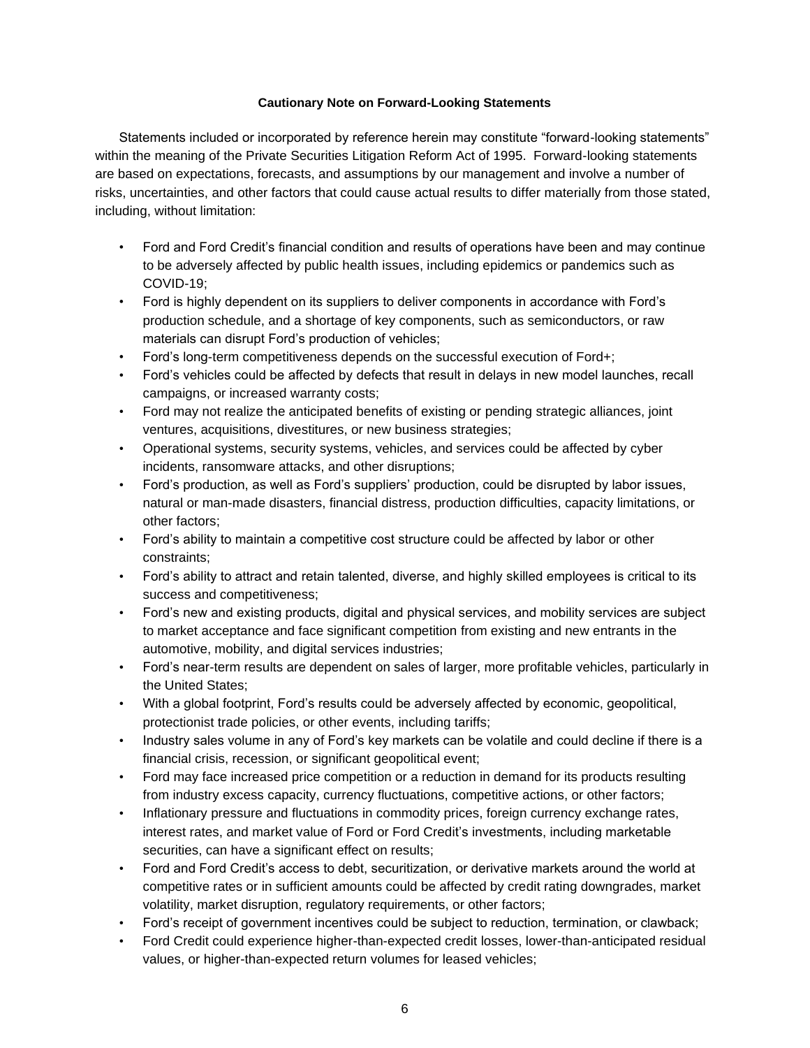**Cautionary Note on Forward-Looking Statements**

Statements included or incorporated by reference herein may constitute "forward-looking statements" within the meaning of the Private Securities Litigation Reform Act of 1995. Forward-looking statements are based on expectations, forecasts, and assumptions by our management and involve a number of risks, uncertainties, and other factors that could cause actual results to differ materially from those stated, including, without limitation:

- Ford and Ford Credit's financial condition and results of operations have been and may continue to be adversely affected by public health issues, including epidemics or pandemics such as COVID-19;
- Ford is highly dependent on its suppliers to deliver components in accordance with Ford's production schedule, and a shortage of key components, such as semiconductors, or raw materials can disrupt Ford's production of vehicles;
- Ford's long-term competitiveness depends on the successful execution of Ford+;
- Ford's vehicles could be affected by defects that result in delays in new model launches, recall campaigns, or increased warranty costs;
- Ford may not realize the anticipated benefits of existing or pending strategic alliances, joint ventures, acquisitions, divestitures, or new business strategies;
- Operational systems, security systems, vehicles, and services could be affected by cyber incidents, ransomware attacks, and other disruptions;
- Ford's production, as well as Ford's suppliers' production, could be disrupted by labor issues, natural or man-made disasters, financial distress, production difficulties, capacity limitations, or other factors;
- Ford's ability to maintain a competitive cost structure could be affected by labor or other constraints;
- Ford's ability to attract and retain talented, diverse, and highly skilled employees is critical to its success and competitiveness;
- Ford's new and existing products, digital and physical services, and mobility services are subject to market acceptance and face significant competition from existing and new entrants in the automotive, mobility, and digital services industries;
- Ford's near-term results are dependent on sales of larger, more profitable vehicles, particularly in the United States;
- With a global footprint, Ford's results could be adversely affected by economic, geopolitical, protectionist trade policies, or other events, including tariffs;
- Industry sales volume in any of Ford's key markets can be volatile and could decline if there is a financial crisis, recession, or significant geopolitical event;
- Ford may face increased price competition or a reduction in demand for its products resulting from industry excess capacity, currency fluctuations, competitive actions, or other factors;
- Inflationary pressure and fluctuations in commodity prices, foreign currency exchange rates, interest rates, and market value of Ford or Ford Credit's investments, including marketable securities, can have a significant effect on results;
- Ford and Ford Credit's access to debt, securitization, or derivative markets around the world at competitive rates or in sufficient amounts could be affected by credit rating downgrades, market volatility, market disruption, regulatory requirements, or other factors;
- Ford's receipt of government incentives could be subject to reduction, termination, or clawback;
- Ford Credit could experience higher-than-expected credit losses, lower-than-anticipated residual values, or higher-than-expected return volumes for leased vehicles;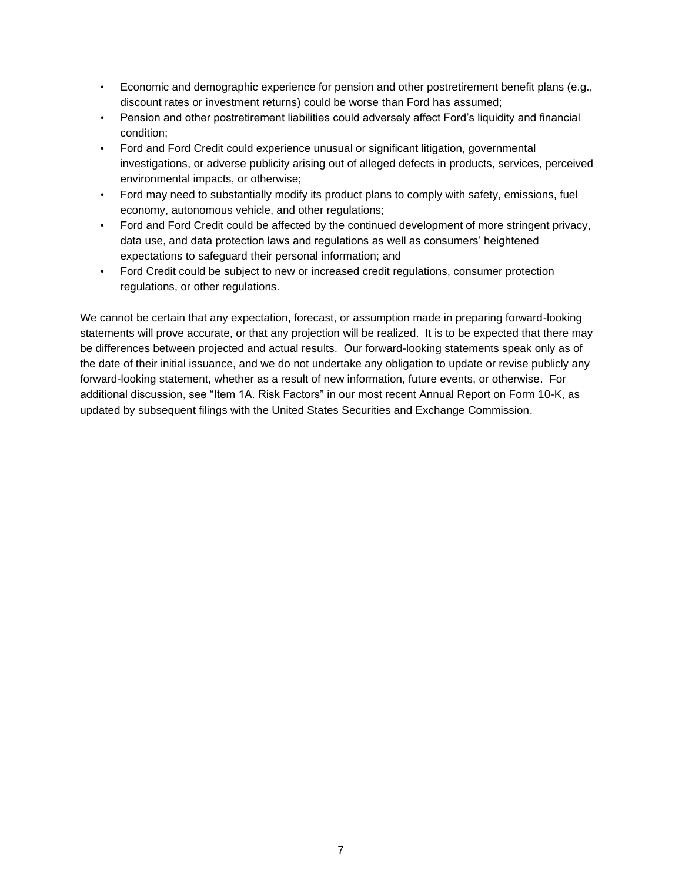- Economic and demographic experience for pension and other postretirement benefit plans (e.g., discount rates or investment returns) could be worse than Ford has assumed;
- Pension and other postretirement liabilities could adversely affect Ford's liquidity and financial condition;
- Ford and Ford Credit could experience unusual or significant litigation, governmental investigations, or adverse publicity arising out of alleged defects in products, services, perceived environmental impacts, or otherwise;
- Ford may need to substantially modify its product plans to comply with safety, emissions, fuel economy, autonomous vehicle, and other regulations;
- Ford and Ford Credit could be affected by the continued development of more stringent privacy, data use, and data protection laws and regulations as well as consumers' heightened expectations to safeguard their personal information; and
- Ford Credit could be subject to new or increased credit regulations, consumer protection regulations, or other regulations.

We cannot be certain that any expectation, forecast, or assumption made in preparing forward-looking statements will prove accurate, or that any projection will be realized. It is to be expected that there may be differences between projected and actual results. Our forward-looking statements speak only as of the date of their initial issuance, and we do not undertake any obligation to update or revise publicly any forward-looking statement, whether as a result of new information, future events, or otherwise. For additional discussion, see "Item 1A. Risk Factors" in our most recent Annual Report on Form 10-K, as updated by subsequent filings with the United States Securities and Exchange Commission.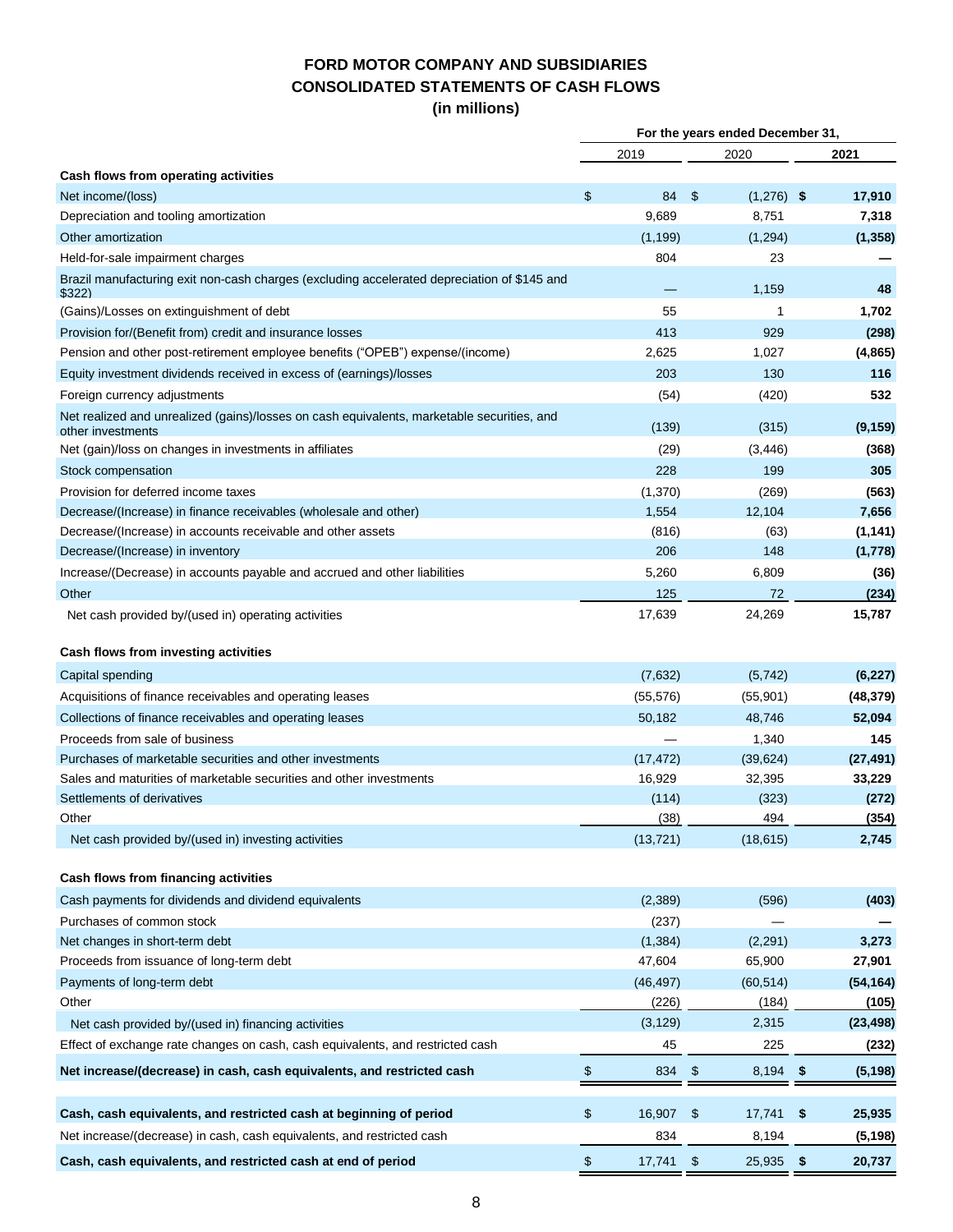# FORD MOTOR COMPANY AND SUBSIDIARIES
## CONSOLIDATED STATEMENTS OF CASH FLOWS
### (in millions)

| | For the years ended December 31, | | |
|---|---|---|---|
| | 2019 | 2020 | **2021** |
| **Cash flows from operating activities** | | | |
| Net income/(loss) | $ 84 | $ (1,276) | **$ 17,910** |
| Depreciation and tooling amortization | 9,689 | 8,751 | **7,318** |
| Other amortization | (1,199) | (1,294) | **(1,358)** |
| Held-for-sale impairment charges | 804 | 23 | **—** |
| Brazil manufacturing exit non-cash charges (excluding accelerated depreciation of $145 and $322) | — | 1,159 | **48** |
| (Gains)/Losses on extinguishment of debt | 55 | 1 | **1,702** |
| Provision for/(Benefit from) credit and insurance losses | 413 | 929 | **(298)** |
| Pension and other post-retirement employee benefits ("OPEB") expense/(income) | 2,625 | 1,027 | **(4,865)** |
| Equity investment dividends received in excess of (earnings)/losses | 203 | 130 | **116** |
| Foreign currency adjustments | (54) | (420) | **532** |
| Net realized and unrealized (gains)/losses on cash equivalents, marketable securities, and other investments | (139) | (315) | **(9,159)** |
| Net (gain)/loss on changes in investments in affiliates | (29) | (3,446) | **(368)** |
| Stock compensation | 228 | 199 | **305** |
| Provision for deferred income taxes | (1,370) | (269) | **(563)** |
| Decrease/(Increase) in finance receivables (wholesale and other) | 1,554 | 12,104 | **7,656** |
| Decrease/(Increase) in accounts receivable and other assets | (816) | (63) | **(1,141)** |
| Decrease/(Increase) in inventory | 206 | 148 | **(1,778)** |
| Increase/(Decrease) in accounts payable and accrued and other liabilities | 5,260 | 6,809 | **(36)** |
| Other | 125 | 72 | **(234)** |
| Net cash provided by/(used in) operating activities | 17,639 | 24,269 | **15,787** |
| | | | |
| **Cash flows from investing activities** | | | |
| Capital spending | (7,632) | (5,742) | **(6,227)** |
| Acquisitions of finance receivables and operating leases | (55,576) | (55,901) | **(48,379)** |
| Collections of finance receivables and operating leases | 50,182 | 48,746 | **52,094** |
| Proceeds from sale of business | — | 1,340 | **145** |
| Purchases of marketable securities and other investments | (17,472) | (39,624) | **(27,491)** |
| Sales and maturities of marketable securities and other investments | 16,929 | 32,395 | **33,229** |
| Settlements of derivatives | (114) | (323) | **(272)** |
| Other | (38) | 494 | **(354)** |
| Net cash provided by/(used in) investing activities | (13,721) | (18,615) | **2,745** |
| | | | |
| **Cash flows from financing activities** | | | |
| Cash payments for dividends and dividend equivalents | (2,389) | (596) | **(403)** |
| Purchases of common stock | (237) | — | **—** |
| Net changes in short-term debt | (1,384) | (2,291) | **3,273** |
| Proceeds from issuance of long-term debt | 47,604 | 65,900 | **27,901** |
| Payments of long-term debt | (46,497) | (60,514) | **(54,164)** |
| Other | (226) | (184) | **(105)** |
| Net cash provided by/(used in) financing activities | (3,129) | 2,315 | **(23,498)** |
| Effect of exchange rate changes on cash, cash equivalents, and restricted cash | 45 | 225 | **(232)** |
| **Net increase/(decrease) in cash, cash equivalents, and restricted cash** | $ 834 | $ 8,194 | **$ (5,198)** |
| | | | |
| **Cash, cash equivalents, and restricted cash at beginning of period** | $ 16,907 | $ 17,741 | **$ 25,935** |
| Net increase/(decrease) in cash, cash equivalents, and restricted cash | 834 | 8,194 | **(5,198)** |
| **Cash, cash equivalents, and restricted cash at end of period** | $ 17,741 | $ 25,935 | **$ 20,737** |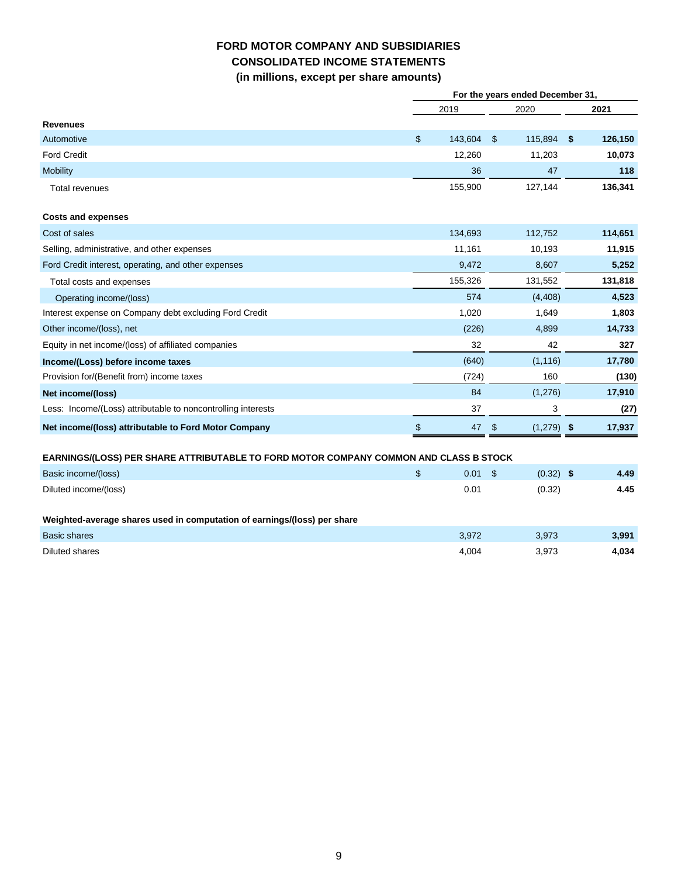# FORD MOTOR COMPANY AND SUBSIDIARIES
## CONSOLIDATED INCOME STATEMENTS
### (in millions, except per share amounts)

| | For the years ended December 31, | | |
|---|---|---|---|
| | 2019 | 2020 | **2021** |
| **Revenues** | | | |
| Automotive | $ 143,604 | $ 115,894 | **$ 126,150** |
| Ford Credit | 12,260 | 11,203 | **10,073** |
| Mobility | 36 | 47 | **118** |
| Total revenues | 155,900 | 127,144 | **136,341** |
| | | | |
| **Costs and expenses** | | | |
| Cost of sales | 134,693 | 112,752 | **114,651** |
| Selling, administrative, and other expenses | 11,161 | 10,193 | **11,915** |
| Ford Credit interest, operating, and other expenses | 9,472 | 8,607 | **5,252** |
| Total costs and expenses | 155,326 | 131,552 | **131,818** |
| Operating income/(loss) | 574 | (4,408) | **4,523** |
| Interest expense on Company debt excluding Ford Credit | 1,020 | 1,649 | **1,803** |
| Other income/(loss), net | (226) | 4,899 | **14,733** |
| Equity in net income/(loss) of affiliated companies | 32 | 42 | **327** |
| **Income/(Loss) before income taxes** | (640) | (1,116) | **17,780** |
| Provision for/(Benefit from) income taxes | (724) | 160 | **(130)** |
| **Net income/(loss)** | 84 | (1,276) | **17,910** |
| Less: Income/(Loss) attributable to noncontrolling interests | 37 | 3 | **(27)** |
| **Net income/(loss) attributable to Ford Motor Company** | $ 47 | $ (1,279) | **$ 17,937** |
| | | | |
| **EARNINGS/(LOSS) PER SHARE ATTRIBUTABLE TO FORD MOTOR COMPANY COMMON AND CLASS B STOCK** | | | |
| Basic income/(loss) | $ 0.01 | $ (0.32) | **$ 4.49** |
| Diluted income/(loss) | 0.01 | (0.32) | **4.45** |
| | | | |
| **Weighted-average shares used in computation of earnings/(loss) per share** | | | |
| Basic shares | 3,972 | 3,973 | **3,991** |
| Diluted shares | 4,004 | 3,973 | **4,034** |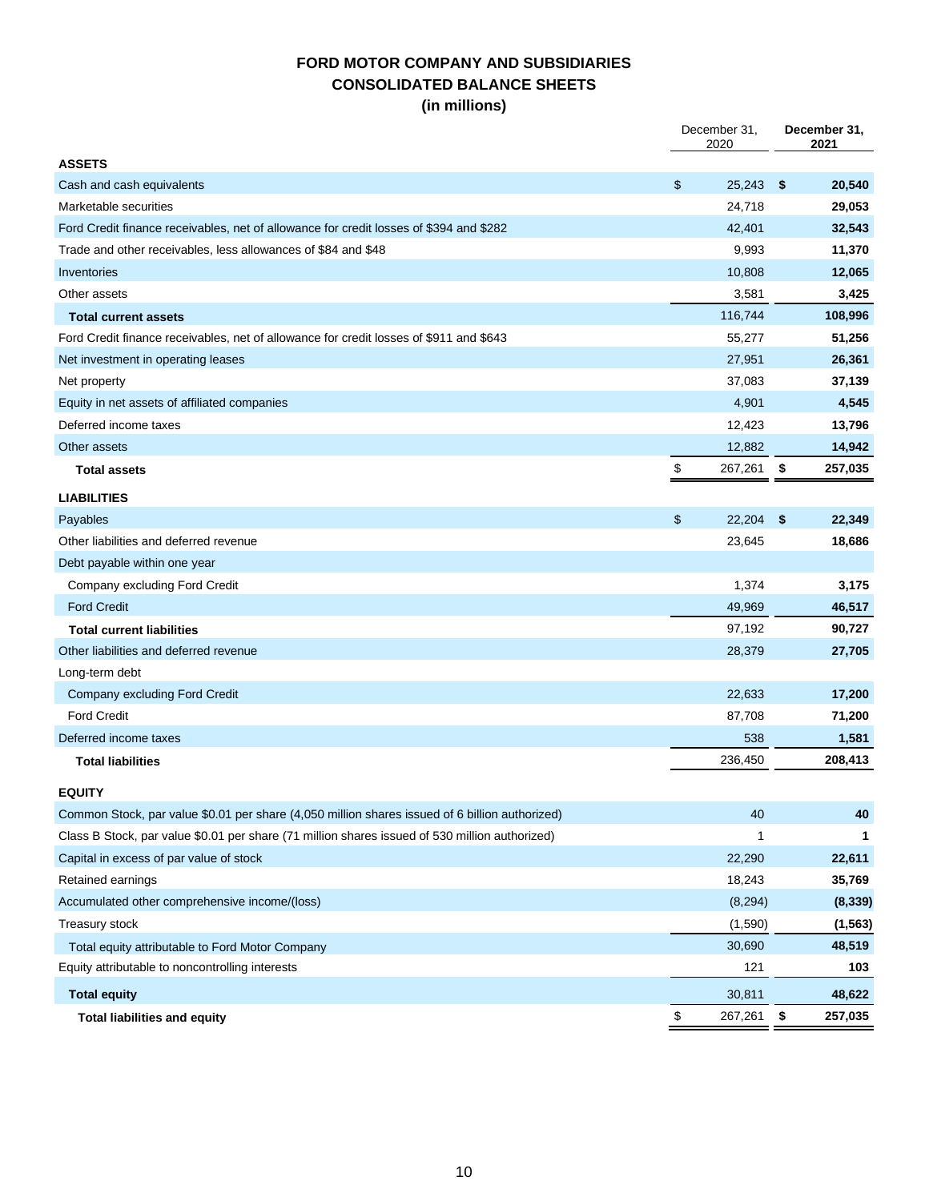# FORD MOTOR COMPANY AND SUBSIDIARIES
## CONSOLIDATED BALANCE SHEETS
### (in millions)

| | December 31, 2020 | **December 31, 2021** |
|---|---|---|
| **ASSETS** | | |
| Cash and cash equivalents | $ 25,243 | **$ 20,540** |
| Marketable securities | 24,718 | **29,053** |
| Ford Credit finance receivables, net of allowance for credit losses of $394 and $282 | 42,401 | **32,543** |
| Trade and other receivables, less allowances of $84 and $48 | 9,993 | **11,370** |
| Inventories | 10,808 | **12,065** |
| Other assets | 3,581 | **3,425** |
| **Total current assets** | 116,744 | **108,996** |
| Ford Credit finance receivables, net of allowance for credit losses of $911 and $643 | 55,277 | **51,256** |
| Net investment in operating leases | 27,951 | **26,361** |
| Net property | 37,083 | **37,139** |
| Equity in net assets of affiliated companies | 4,901 | **4,545** |
| Deferred income taxes | 12,423 | **13,796** |
| Other assets | 12,882 | **14,942** |
| **Total assets** | $ 267,261 | **$ 257,035** |
| **LIABILITIES** | | |
| Payables | $ 22,204 | **$ 22,349** |
| Other liabilities and deferred revenue | 23,645 | **18,686** |
| Debt payable within one year | | |
| Company excluding Ford Credit | 1,374 | **3,175** |
| Ford Credit | 49,969 | **46,517** |
| **Total current liabilities** | 97,192 | **90,727** |
| Other liabilities and deferred revenue | 28,379 | **27,705** |
| Long-term debt | | |
| Company excluding Ford Credit | 22,633 | **17,200** |
| Ford Credit | 87,708 | **71,200** |
| Deferred income taxes | 538 | **1,581** |
| **Total liabilities** | 236,450 | **208,413** |
| **EQUITY** | | |
| Common Stock, par value $0.01 per share (4,050 million shares issued of 6 billion authorized) | 40 | **40** |
| Class B Stock, par value $0.01 per share (71 million shares issued of 530 million authorized) | 1 | **1** |
| Capital in excess of par value of stock | 22,290 | **22,611** |
| Retained earnings | 18,243 | **35,769** |
| Accumulated other comprehensive income/(loss) | (8,294) | **(8,339)** |
| Treasury stock | (1,590) | **(1,563)** |
| Total equity attributable to Ford Motor Company | 30,690 | **48,519** |
| Equity attributable to noncontrolling interests | 121 | **103** |
| **Total equity** | 30,811 | **48,622** |
| **Total liabilities and equity** | $ 267,261 | **$ 257,035** |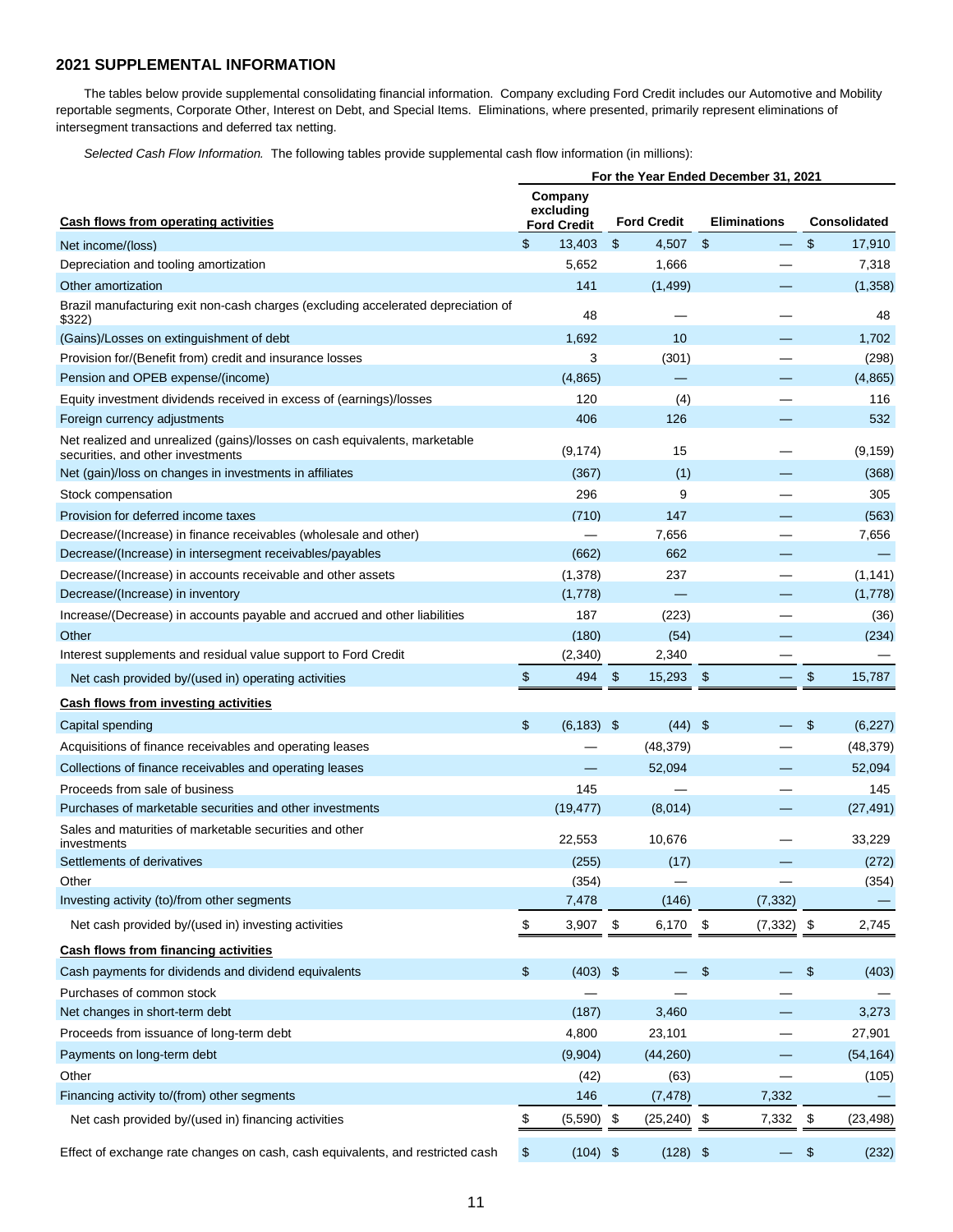## 2021 SUPPLEMENTAL INFORMATION

The tables below provide supplemental consolidating financial information. Company excluding Ford Credit includes our Automotive and Mobility reportable segments, Corporate Other, Interest on Debt, and Special Items. Eliminations, where presented, primarily represent eliminations of intersegment transactions and deferred tax netting.

*Selected Cash Flow Information.* The following tables provide supplemental cash flow information (in millions):

| | For the Year Ended December 31, 2021 | | | |
|---|---|---|---|---|
| **Cash flows from operating activities** | **Company excluding Ford Credit** | **Ford Credit** | **Eliminations** | **Consolidated** |
| Net income/(loss) | $ 13,403 | $ 4,507 | $ — | $ 17,910 |
| Depreciation and tooling amortization | 5,652 | 1,666 | — | 7,318 |
| Other amortization | 141 | (1,499) | — | (1,358) |
| Brazil manufacturing exit non-cash charges (excluding accelerated depreciation of $322) | 48 | — | — | 48 |
| (Gains)/Losses on extinguishment of debt | 1,692 | 10 | — | 1,702 |
| Provision for/(Benefit from) credit and insurance losses | 3 | (301) | — | (298) |
| Pension and OPEB expense/(income) | (4,865) | — | — | (4,865) |
| Equity investment dividends received in excess of (earnings)/losses | 120 | (4) | — | 116 |
| Foreign currency adjustments | 406 | 126 | — | 532 |
| Net realized and unrealized (gains)/losses on cash equivalents, marketable securities, and other investments | (9,174) | 15 | — | (9,159) |
| Net (gain)/loss on changes in investments in affiliates | (367) | (1) | — | (368) |
| Stock compensation | 296 | 9 | — | 305 |
| Provision for deferred income taxes | (710) | 147 | — | (563) |
| Decrease/(Increase) in finance receivables (wholesale and other) | — | 7,656 | — | 7,656 |
| Decrease/(Increase) in intersegment receivables/payables | (662) | 662 | — | — |
| Decrease/(Increase) in accounts receivable and other assets | (1,378) | 237 | — | (1,141) |
| Decrease/(Increase) in inventory | (1,778) | — | — | (1,778) |
| Increase/(Decrease) in accounts payable and accrued and other liabilities | 187 | (223) | — | (36) |
| Other | (180) | (54) | — | (234) |
| Interest supplements and residual value support to Ford Credit | (2,340) | 2,340 | — | — |
| Net cash provided by/(used in) operating activities | $ 494 | $ 15,293 | $ — | $ 15,787 |
| **Cash flows from investing activities** | | | | |
| Capital spending | $ (6,183) | $ (44) | $ — | $ (6,227) |
| Acquisitions of finance receivables and operating leases | — | (48,379) | — | (48,379) |
| Collections of finance receivables and operating leases | — | 52,094 | — | 52,094 |
| Proceeds from sale of business | 145 | — | — | 145 |
| Purchases of marketable securities and other investments | (19,477) | (8,014) | — | (27,491) |
| Sales and maturities of marketable securities and other investments | 22,553 | 10,676 | — | 33,229 |
| Settlements of derivatives | (255) | (17) | — | (272) |
| Other | (354) | — | — | (354) |
| Investing activity (to)/from other segments | 7,478 | (146) | (7,332) | — |
| Net cash provided by/(used in) investing activities | $ 3,907 | $ 6,170 | $ (7,332) | $ 2,745 |
| **Cash flows from financing activities** | | | | |
| Cash payments for dividends and dividend equivalents | $ (403) | $ — | $ — | $ (403) |
| Purchases of common stock | — | — | — | — |
| Net changes in short-term debt | (187) | 3,460 | — | 3,273 |
| Proceeds from issuance of long-term debt | 4,800 | 23,101 | — | 27,901 |
| Payments on long-term debt | (9,904) | (44,260) | — | (54,164) |
| Other | (42) | (63) | — | (105) |
| Financing activity to/(from) other segments | 146 | (7,478) | 7,332 | — |
| Net cash provided by/(used in) financing activities | $ (5,590) | $ (25,240) | $ 7,332 | $ (23,498) |
| Effect of exchange rate changes on cash, cash equivalents, and restricted cash | $ (104) | $ (128) | $ — | $ (232) |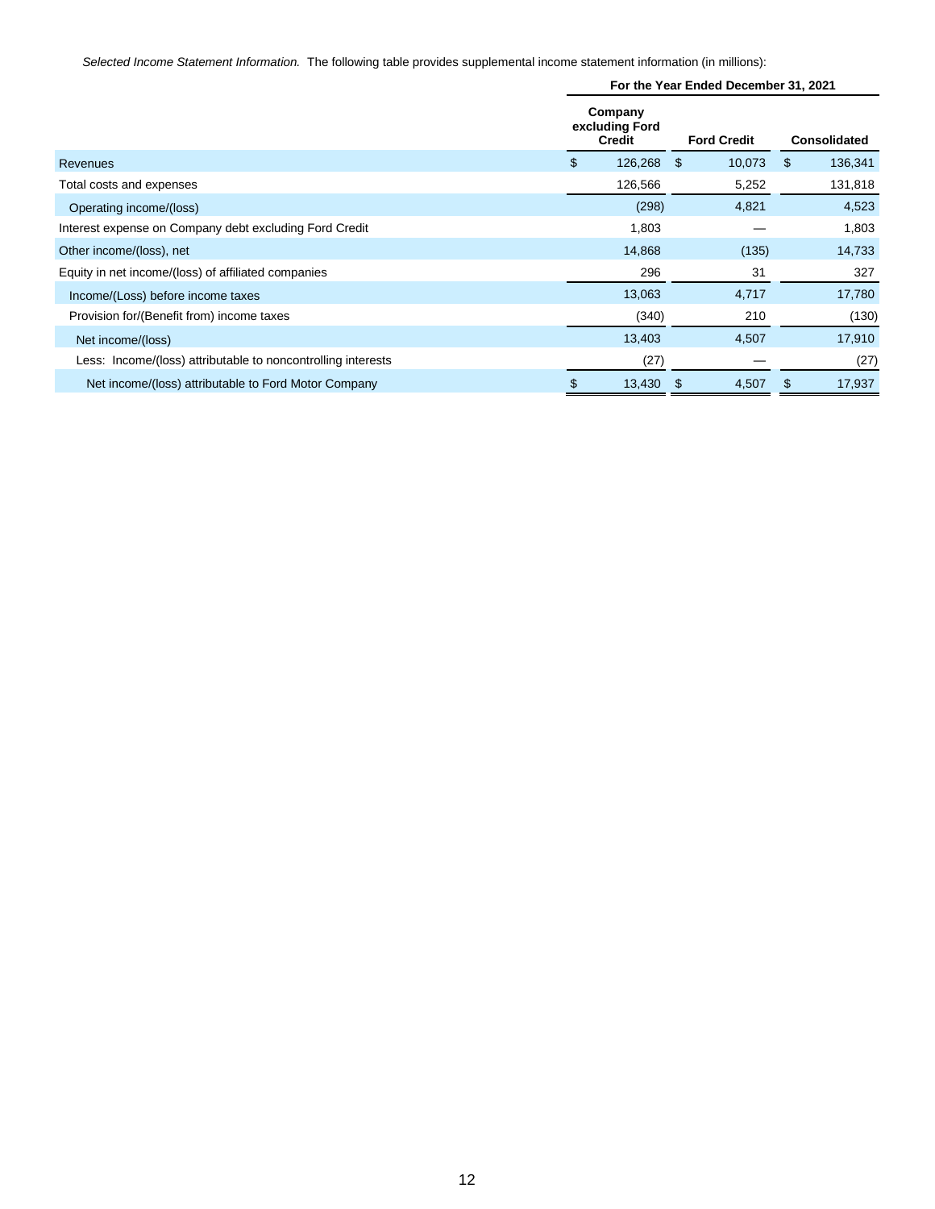*Selected Income Statement Information.* The following table provides supplemental income statement information (in millions):

| | For the Year Ended December 31, 2021 | | |
|---|---|---|---|
| | Company excluding Ford Credit | Ford Credit | Consolidated |
| Revenues | $ 126,268 | $ 10,073 | $ 136,341 |
| Total costs and expenses | 126,566 | 5,252 | 131,818 |
| Operating income/(loss) | (298) | 4,821 | 4,523 |
| Interest expense on Company debt excluding Ford Credit | 1,803 | — | 1,803 |
| Other income/(loss), net | 14,868 | (135) | 14,733 |
| Equity in net income/(loss) of affiliated companies | 296 | 31 | 327 |
| Income/(Loss) before income taxes | 13,063 | 4,717 | 17,780 |
| Provision for/(Benefit from) income taxes | (340) | 210 | (130) |
| Net income/(loss) | 13,403 | 4,507 | 17,910 |
| Less: Income/(loss) attributable to noncontrolling interests | (27) | — | (27) |
| Net income/(loss) attributable to Ford Motor Company | $ 13,430 | $ 4,507 | $ 17,937 |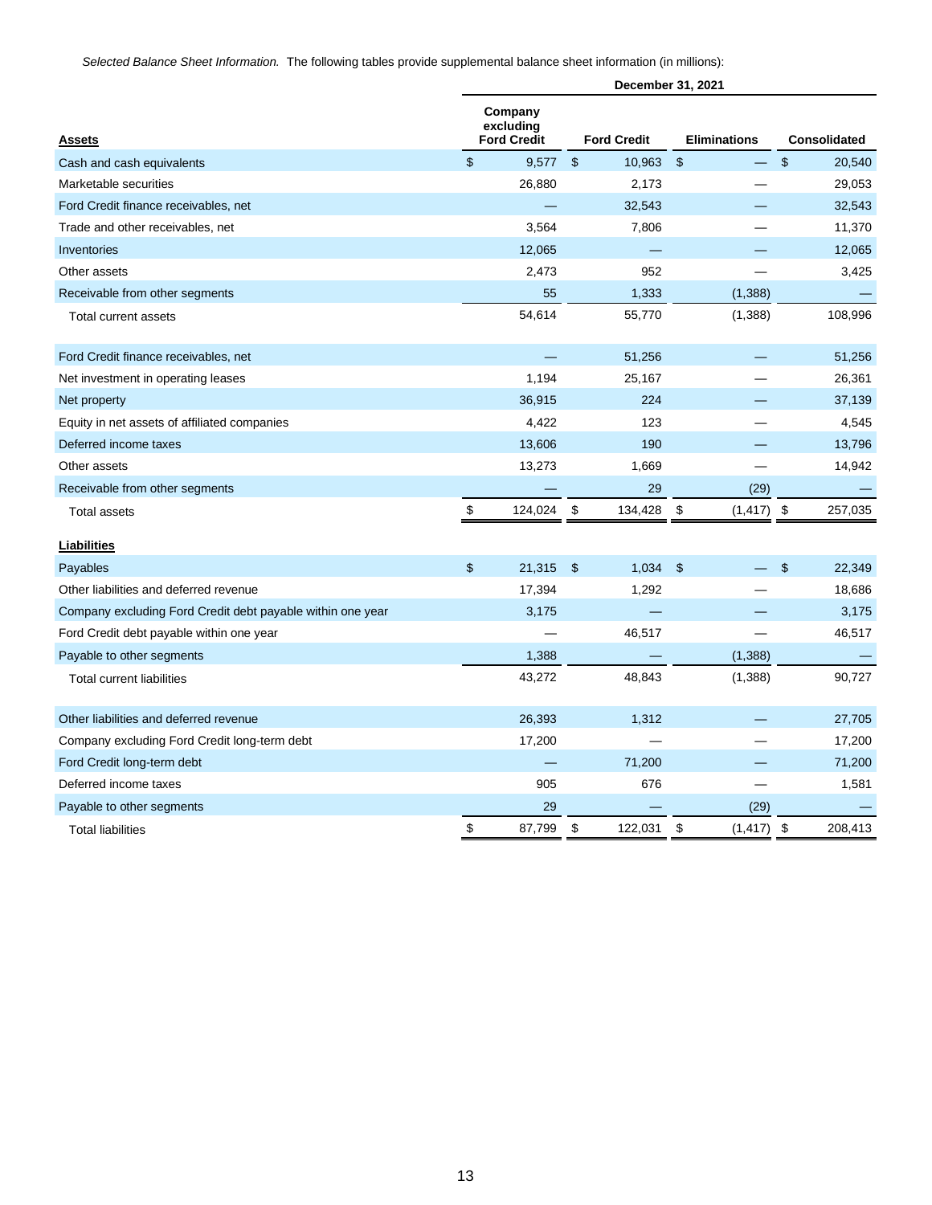*Selected Balance Sheet Information.* The following tables provide supplemental balance sheet information (in millions):

| | December 31, 2021 | | | |
|---|---|---|---|---|
| **Assets** | **Company excluding Ford Credit** | **Ford Credit** | **Eliminations** | **Consolidated** |
| Cash and cash equivalents | $ 9,577 | $ 10,963 | $ — | $ 20,540 |
| Marketable securities | 26,880 | 2,173 | — | 29,053 |
| Ford Credit finance receivables, net | — | 32,543 | — | 32,543 |
| Trade and other receivables, net | 3,564 | 7,806 | — | 11,370 |
| Inventories | 12,065 | — | — | 12,065 |
| Other assets | 2,473 | 952 | — | 3,425 |
| Receivable from other segments | 55 | 1,333 | (1,388) | — |
| Total current assets | 54,614 | 55,770 | (1,388) | 108,996 |
| | | | | |
| Ford Credit finance receivables, net | — | 51,256 | — | 51,256 |
| Net investment in operating leases | 1,194 | 25,167 | — | 26,361 |
| Net property | 36,915 | 224 | — | 37,139 |
| Equity in net assets of affiliated companies | 4,422 | 123 | — | 4,545 |
| Deferred income taxes | 13,606 | 190 | — | 13,796 |
| Other assets | 13,273 | 1,669 | — | 14,942 |
| Receivable from other segments | — | 29 | (29) | — |
| Total assets | $ 124,024 | $ 134,428 | $ (1,417) | $ 257,035 |
| | | | | |
| **Liabilities** | | | | |
| Payables | $ 21,315 | $ 1,034 | $ — | $ 22,349 |
| Other liabilities and deferred revenue | 17,394 | 1,292 | — | 18,686 |
| Company excluding Ford Credit debt payable within one year | 3,175 | — | — | 3,175 |
| Ford Credit debt payable within one year | — | 46,517 | — | 46,517 |
| Payable to other segments | 1,388 | — | (1,388) | — |
| Total current liabilities | 43,272 | 48,843 | (1,388) | 90,727 |
| | | | | |
| Other liabilities and deferred revenue | 26,393 | 1,312 | — | 27,705 |
| Company excluding Ford Credit long-term debt | 17,200 | — | — | 17,200 |
| Ford Credit long-term debt | — | 71,200 | — | 71,200 |
| Deferred income taxes | 905 | 676 | — | 1,581 |
| Payable to other segments | 29 | — | (29) | — |
| Total liabilities | $ 87,799 | $ 122,031 | $ (1,417) | $ 208,413 |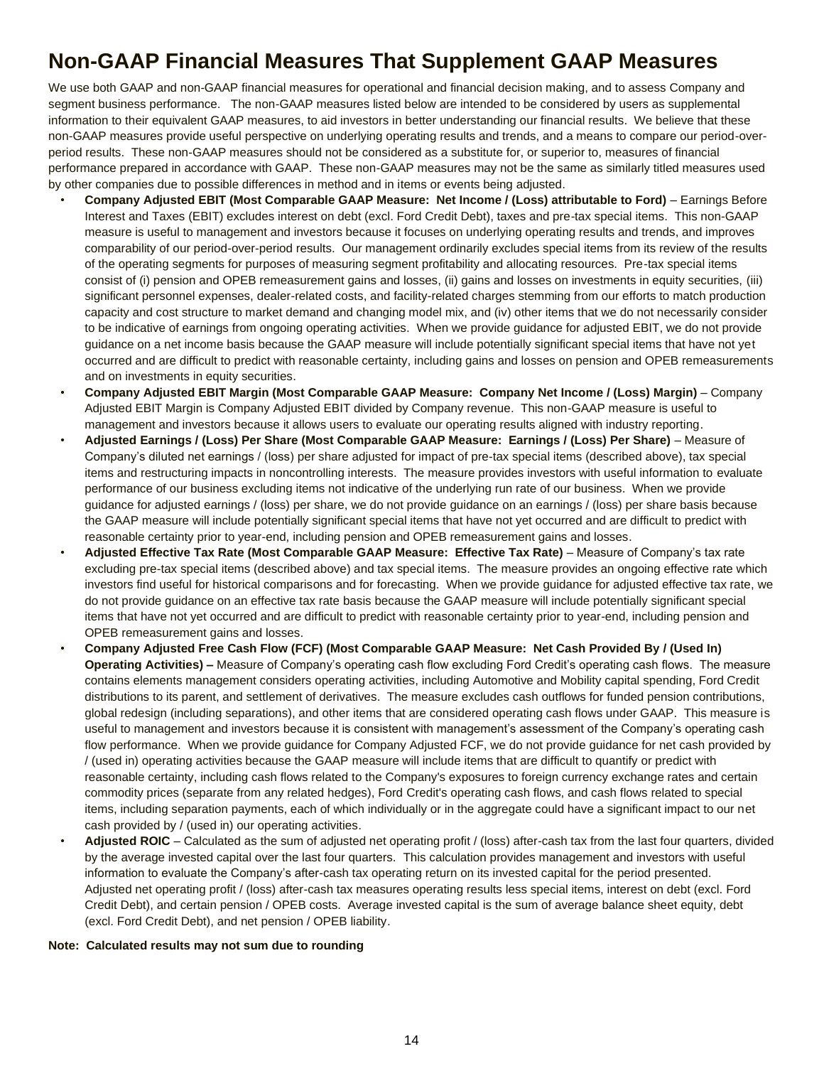# Non-GAAP Financial Measures That Supplement GAAP Measures

We use both GAAP and non-GAAP financial measures for operational and financial decision making, and to assess Company and segment business performance. The non-GAAP measures listed below are intended to be considered by users as supplemental information to their equivalent GAAP measures, to aid investors in better understanding our financial results. We believe that these non-GAAP measures provide useful perspective on underlying operating results and trends, and a means to compare our period-over-period results. These non-GAAP measures should not be considered as a substitute for, or superior to, measures of financial performance prepared in accordance with GAAP. These non-GAAP measures may not be the same as similarly titled measures used by other companies due to possible differences in method and in items or events being adjusted.

- **Company Adjusted EBIT (Most Comparable GAAP Measure: Net Income / (Loss) attributable to Ford)** – Earnings Before Interest and Taxes (EBIT) excludes interest on debt (excl. Ford Credit Debt), taxes and pre-tax special items. This non-GAAP measure is useful to management and investors because it focuses on underlying operating results and trends, and improves comparability of our period-over-period results. Our management ordinarily excludes special items from its review of the results of the operating segments for purposes of measuring segment profitability and allocating resources. Pre-tax special items consist of (i) pension and OPEB remeasurement gains and losses, (ii) gains and losses on investments in equity securities, (iii) significant personnel expenses, dealer-related costs, and facility-related charges stemming from our efforts to match production capacity and cost structure to market demand and changing model mix, and (iv) other items that we do not necessarily consider to be indicative of earnings from ongoing operating activities. When we provide guidance for adjusted EBIT, we do not provide guidance on a net income basis because the GAAP measure will include potentially significant special items that have not yet occurred and are difficult to predict with reasonable certainty, including gains and losses on pension and OPEB remeasurements and on investments in equity securities.
- **Company Adjusted EBIT Margin (Most Comparable GAAP Measure: Company Net Income / (Loss) Margin)** – Company Adjusted EBIT Margin is Company Adjusted EBIT divided by Company revenue. This non-GAAP measure is useful to management and investors because it allows users to evaluate our operating results aligned with industry reporting.
- **Adjusted Earnings / (Loss) Per Share (Most Comparable GAAP Measure: Earnings / (Loss) Per Share)** – Measure of Company's diluted net earnings / (loss) per share adjusted for impact of pre-tax special items (described above), tax special items and restructuring impacts in noncontrolling interests. The measure provides investors with useful information to evaluate performance of our business excluding items not indicative of the underlying run rate of our business. When we provide guidance for adjusted earnings / (loss) per share, we do not provide guidance on an earnings / (loss) per share basis because the GAAP measure will include potentially significant special items that have not yet occurred and are difficult to predict with reasonable certainty prior to year-end, including pension and OPEB remeasurement gains and losses.
- **Adjusted Effective Tax Rate (Most Comparable GAAP Measure: Effective Tax Rate)** – Measure of Company's tax rate excluding pre-tax special items (described above) and tax special items. The measure provides an ongoing effective rate which investors find useful for historical comparisons and for forecasting. When we provide guidance for adjusted effective tax rate, we do not provide guidance on an effective tax rate basis because the GAAP measure will include potentially significant special items that have not yet occurred and are difficult to predict with reasonable certainty prior to year-end, including pension and OPEB remeasurement gains and losses.
- **Company Adjusted Free Cash Flow (FCF) (Most Comparable GAAP Measure: Net Cash Provided By / (Used In) Operating Activities) –** Measure of Company's operating cash flow excluding Ford Credit's operating cash flows. The measure contains elements management considers operating activities, including Automotive and Mobility capital spending, Ford Credit distributions to its parent, and settlement of derivatives. The measure excludes cash outflows for funded pension contributions, global redesign (including separations), and other items that are considered operating cash flows under GAAP. This measure is useful to management and investors because it is consistent with management's assessment of the Company's operating cash flow performance. When we provide guidance for Company Adjusted FCF, we do not provide guidance for net cash provided by / (used in) operating activities because the GAAP measure will include items that are difficult to quantify or predict with reasonable certainty, including cash flows related to the Company's exposures to foreign currency exchange rates and certain commodity prices (separate from any related hedges), Ford Credit's operating cash flows, and cash flows related to special items, including separation payments, each of which individually or in the aggregate could have a significant impact to our net cash provided by / (used in) our operating activities.
- **Adjusted ROIC** – Calculated as the sum of adjusted net operating profit / (loss) after-cash tax from the last four quarters, divided by the average invested capital over the last four quarters. This calculation provides management and investors with useful information to evaluate the Company's after-cash tax operating return on its invested capital for the period presented. Adjusted net operating profit / (loss) after-cash tax measures operating results less special items, interest on debt (excl. Ford Credit Debt), and certain pension / OPEB costs. Average invested capital is the sum of average balance sheet equity, debt (excl. Ford Credit Debt), and net pension / OPEB liability.

**Note: Calculated results may not sum due to rounding**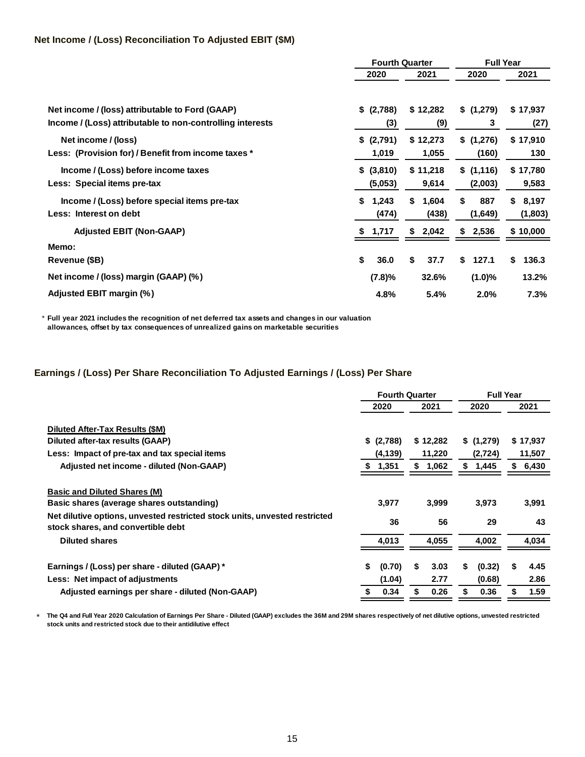### Net Income / (Loss) Reconciliation To Adjusted EBIT ($M)

| | Fourth Quarter | | Full Year | |
|---|---|---|---|---|
| | 2020 | 2021 | 2020 | 2021 |
| Net income / (loss) attributable to Ford (GAAP) | $ (2,788) | $ 12,282 | $ (1,279) | $ 17,937 |
| Income / (Loss) attributable to non-controlling interests | (3) | (9) | 3 | (27) |
| Net income / (loss) | $ (2,791) | $ 12,273 | $ (1,276) | $ 17,910 |
| Less: (Provision for) / Benefit from income taxes * | 1,019 | 1,055 | (160) | 130 |
| Income / (Loss) before income taxes | $ (3,810) | $ 11,218 | $ (1,116) | $ 17,780 |
| Less: Special items pre-tax | (5,053) | 9,614 | (2,003) | 9,583 |
| Income / (Loss) before special items pre-tax | $ 1,243 | $ 1,604 | $ 887 | $ 8,197 |
| Less: Interest on debt | (474) | (438) | (1,649) | (1,803) |
| Adjusted EBIT (Non-GAAP) | $ 1,717 | $ 2,042 | $ 2,536 | $ 10,000 |
| Memo: | | | | |
| Revenue ($B) | $ 36.0 | $ 37.7 | $ 127.1 | $ 136.3 |
| Net income / (loss) margin (GAAP) (%) | (7.8)% | 32.6% | (1.0)% | 13.2% |
| Adjusted EBIT margin (%) | 4.8% | 5.4% | 2.0% | 7.3% |

* Full year 2021 includes the recognition of net deferred tax assets and changes in our valuation allowances, offset by tax consequences of unrealized gains on marketable securities

### Earnings / (Loss) Per Share Reconciliation To Adjusted Earnings / (Loss) Per Share

| | Fourth Quarter | | Full Year | |
|---|---|---|---|---|
| | 2020 | 2021 | 2020 | 2021 |
| **Diluted After-Tax Results ($M)** | | | | |
| Diluted after-tax results (GAAP) | $ (2,788) | $ 12,282 | $ (1,279) | $ 17,937 |
| Less: Impact of pre-tax and tax special items | (4,139) | 11,220 | (2,724) | 11,507 |
| Adjusted net income - diluted (Non-GAAP) | $ 1,351 | $ 1,062 | $ 1,445 | $ 6,430 |
| **Basic and Diluted Shares (M)** | | | | |
| Basic shares (average shares outstanding) | 3,977 | 3,999 | 3,973 | 3,991 |
| Net dilutive options, unvested restricted stock units, unvested restricted stock shares, and convertible debt | 36 | 56 | 29 | 43 |
| Diluted shares | 4,013 | 4,055 | 4,002 | 4,034 |
| Earnings / (Loss) per share - diluted (GAAP) * | $ (0.70) | $ 3.03 | $ (0.32) | $ 4.45 |
| Less: Net impact of adjustments | (1.04) | 2.77 | (0.68) | 2.86 |
| Adjusted earnings per share - diluted (Non-GAAP) | $ 0.34 | $ 0.26 | $ 0.36 | $ 1.59 |

\* The Q4 and Full Year 2020 Calculation of Earnings Per Share - Diluted (GAAP) excludes the 36M and 29M shares respectively of net dilutive options, unvested restricted stock units and restricted stock due to their antidilutive effect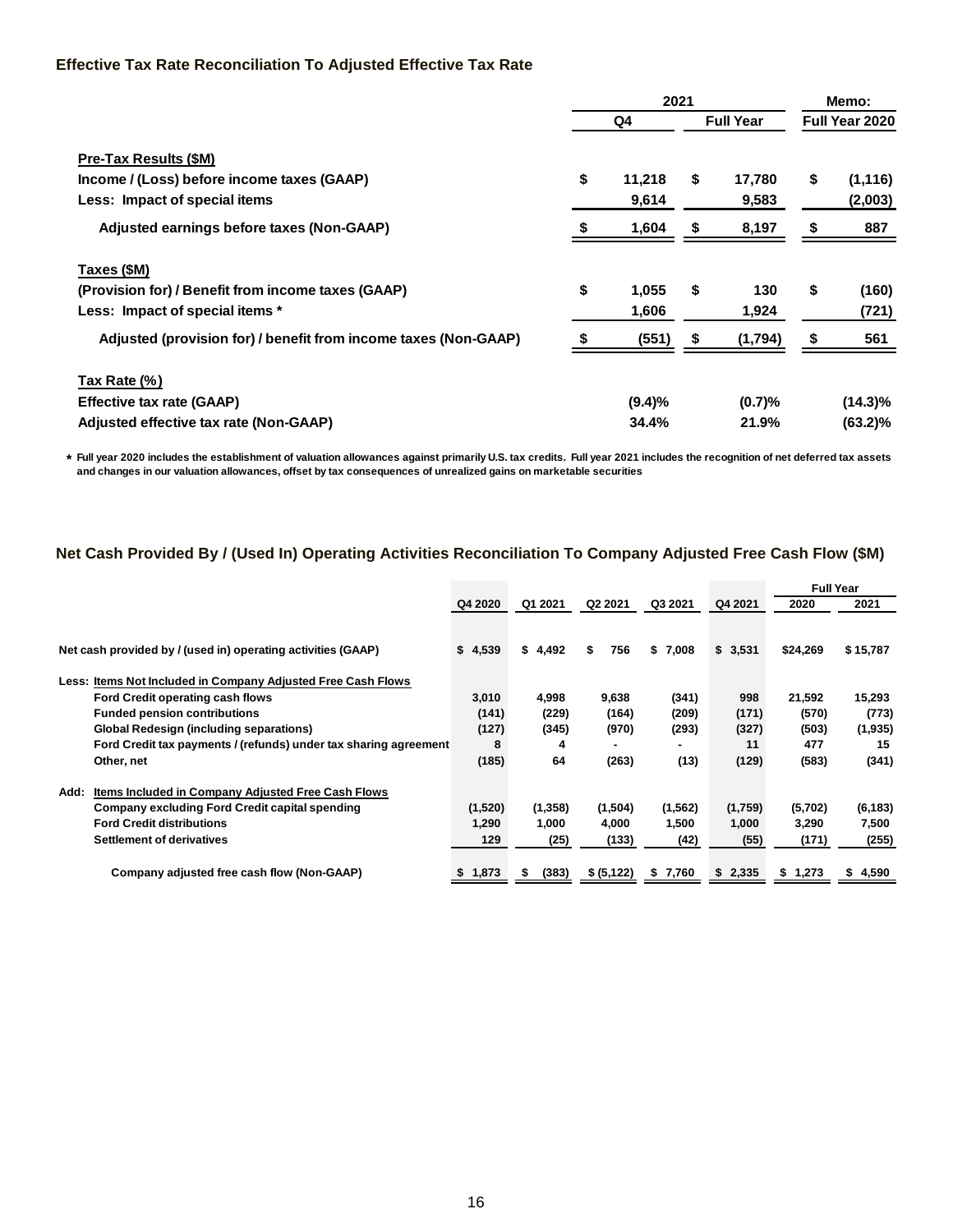### Effective Tax Rate Reconciliation To Adjusted Effective Tax Rate

| | 2021 | | Memo: |
|---|---|---|---|
| | Q4 | Full Year | Full Year 2020 |
| **Pre-Tax Results ($M)** | | | |
| Income / (Loss) before income taxes (GAAP) | $ 11,218 | $ 17,780 | $ (1,116) |
| Less: Impact of special items | 9,614 | 9,583 | (2,003) |
| Adjusted earnings before taxes (Non-GAAP) | $ 1,604 | $ 8,197 | $ 887 |
| **Taxes ($M)** | | | |
| (Provision for) / Benefit from income taxes (GAAP) | $ 1,055 | $ 130 | $ (160) |
| Less: Impact of special items * | 1,606 | 1,924 | (721) |
| Adjusted (provision for) / benefit from income taxes (Non-GAAP) | $ (551) | $ (1,794) | $ 561 |
| **Tax Rate (%)** | | | |
| Effective tax rate (GAAP) | (9.4)% | (0.7)% | (14.3)% |
| Adjusted effective tax rate (Non-GAAP) | 34.4% | 21.9% | (63.2)% |

* Full year 2020 includes the establishment of valuation allowances against primarily U.S. tax credits. Full year 2021 includes the recognition of net deferred tax assets and changes in our valuation allowances, offset by tax consequences of unrealized gains on marketable securities

### Net Cash Provided By / (Used In) Operating Activities Reconciliation To Company Adjusted Free Cash Flow ($M)

| | Q4 2020 | Q1 2021 | Q2 2021 | Q3 2021 | Q4 2021 | Full Year 2020 | Full Year 2021 |
|---|---|---|---|---|---|---|---|
| Net cash provided by / (used in) operating activities (GAAP) | $ 4,539 | $ 4,492 | $ 756 | $ 7,008 | $ 3,531 | $24,269 | $ 15,787 |
| Less: Items Not Included in Company Adjusted Free Cash Flows | | | | | | | |
| Ford Credit operating cash flows | 3,010 | 4,998 | 9,638 | (341) | 998 | 21,592 | 15,293 |
| Funded pension contributions | (141) | (229) | (164) | (209) | (171) | (570) | (773) |
| Global Redesign (including separations) | (127) | (345) | (970) | (293) | (327) | (503) | (1,935) |
| Ford Credit tax payments / (refunds) under tax sharing agreement | 8 | 4 | - | - | 11 | 477 | 15 |
| Other, net | (185) | 64 | (263) | (13) | (129) | (583) | (341) |
| Add: Items Included in Company Adjusted Free Cash Flows | | | | | | | |
| Company excluding Ford Credit capital spending | (1,520) | (1,358) | (1,504) | (1,562) | (1,759) | (5,702) | (6,183) |
| Ford Credit distributions | 1,290 | 1,000 | 4,000 | 1,500 | 1,000 | 3,290 | 7,500 |
| Settlement of derivatives | 129 | (25) | (133) | (42) | (55) | (171) | (255) |
| Company adjusted free cash flow (Non-GAAP) | $ 1,873 | $ (383) | $ (5,122) | $ 7,760 | $ 2,335 | $ 1,273 | $ 4,590 |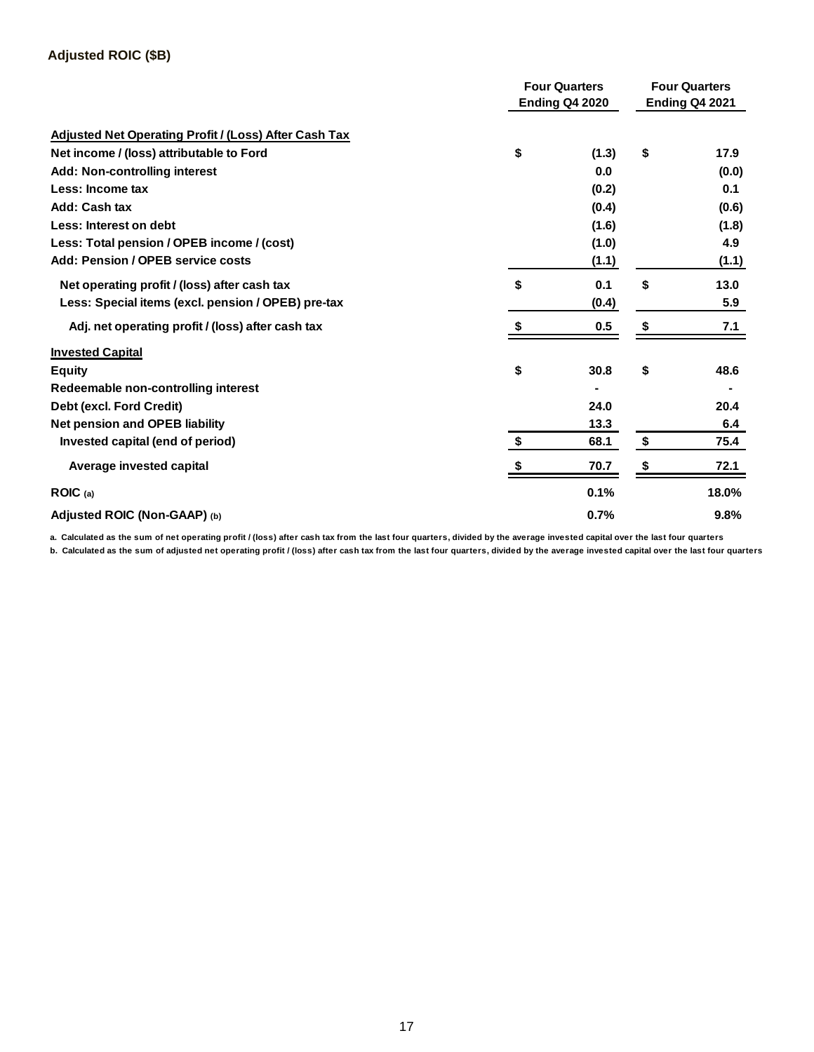## Adjusted ROIC ($B)

| | Four Quarters Ending Q4 2020 | Four Quarters Ending Q4 2021 |
|---|---|---|
| **Adjusted Net Operating Profit / (Loss) After Cash Tax** | | |
| Net income / (loss) attributable to Ford | $ (1.3) | $ 17.9 |
| Add: Non-controlling interest | 0.0 | (0.0) |
| Less: Income tax | (0.2) | 0.1 |
| Add: Cash tax | (0.4) | (0.6) |
| Less: Interest on debt | (1.6) | (1.8) |
| Less: Total pension / OPEB income / (cost) | (1.0) | 4.9 |
| Add: Pension / OPEB service costs | (1.1) | (1.1) |
| Net operating profit / (loss) after cash tax | $ 0.1 | $ 13.0 |
| Less: Special items (excl. pension / OPEB) pre-tax | (0.4) | 5.9 |
| Adj. net operating profit / (loss) after cash tax | $ 0.5 | $ 7.1 |
| **Invested Capital** | | |
| Equity | $ 30.8 | $ 48.6 |
| Redeemable non-controlling interest | - | - |
| Debt (excl. Ford Credit) | 24.0 | 20.4 |
| Net pension and OPEB liability | 13.3 | 6.4 |
| Invested capital (end of period) | $ 68.1 | $ 75.4 |
| Average invested capital | $ 70.7 | $ 72.1 |
| ROIC (a) | 0.1% | 18.0% |
| Adjusted ROIC (Non-GAAP) (b) | 0.7% | 9.8% |

a. Calculated as the sum of net operating profit / (loss) after cash tax from the last four quarters, divided by the average invested capital over the last four quarters

b. Calculated as the sum of adjusted net operating profit / (loss) after cash tax from the last four quarters, divided by the average invested capital over the last four quarters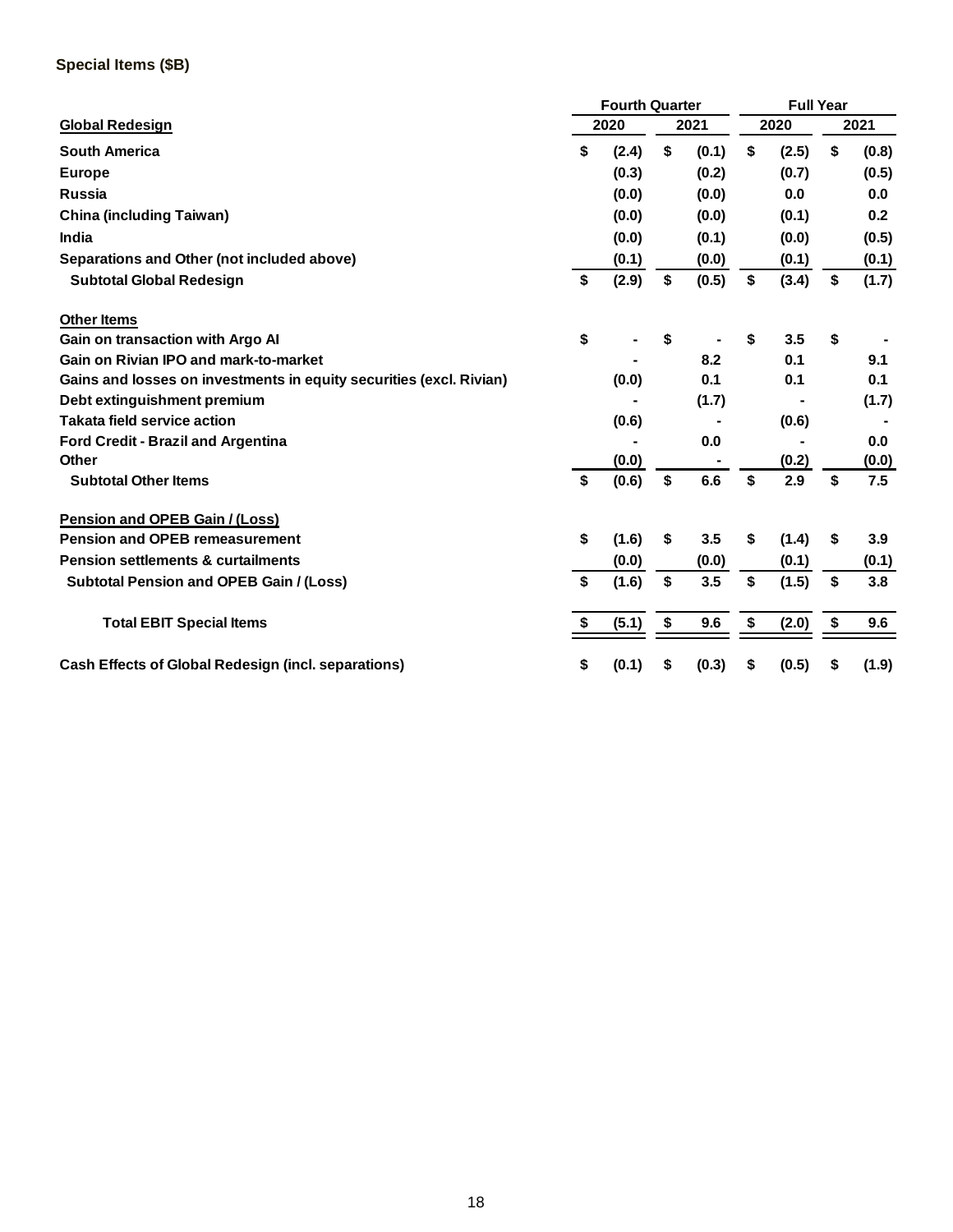**Special Items ($B)**

| | Fourth Quarter | | Full Year | |
|---|---|---|---|---|
| **Global Redesign** | **2020** | **2021** | **2020** | **2021** |
| South America | $ (2.4) | $ (0.1) | $ (2.5) | $ (0.8) |
| Europe | (0.3) | (0.2) | (0.7) | (0.5) |
| Russia | (0.0) | (0.0) | 0.0 | 0.0 |
| China (including Taiwan) | (0.0) | (0.0) | (0.1) | 0.2 |
| India | (0.0) | (0.1) | (0.0) | (0.5) |
| Separations and Other (not included above) | (0.1) | (0.0) | (0.1) | (0.1) |
| Subtotal Global Redesign | $ (2.9) | $ (0.5) | $ (3.4) | $ (1.7) |
| | | | | |
| **Other Items** | | | | |
| Gain on transaction with Argo AI | $ - | $ - | $ 3.5 | $ - |
| Gain on Rivian IPO and mark-to-market | - | 8.2 | 0.1 | 9.1 |
| Gains and losses on investments in equity securities (excl. Rivian) | (0.0) | 0.1 | 0.1 | 0.1 |
| Debt extinguishment premium | - | (1.7) | - | (1.7) |
| Takata field service action | (0.6) | - | (0.6) | - |
| Ford Credit - Brazil and Argentina | - | 0.0 | - | 0.0 |
| Other | (0.0) | - | (0.2) | (0.0) |
| Subtotal Other Items | $ (0.6) | $ 6.6 | $ 2.9 | $ 7.5 |
| | | | | |
| **Pension and OPEB Gain / (Loss)** | | | | |
| Pension and OPEB remeasurement | $ (1.6) | $ 3.5 | $ (1.4) | $ 3.9 |
| Pension settlements & curtailments | (0.0) | (0.0) | (0.1) | (0.1) |
| Subtotal Pension and OPEB Gain / (Loss) | $ (1.6) | $ 3.5 | $ (1.5) | $ 3.8 |
| | | | | |
| Total EBIT Special Items | $ (5.1) | $ 9.6 | $ (2.0) | $ 9.6 |
| | | | | |
| Cash Effects of Global Redesign (incl. separations) | $ (0.1) | $ (0.3) | $ (0.5) | $ (1.9) |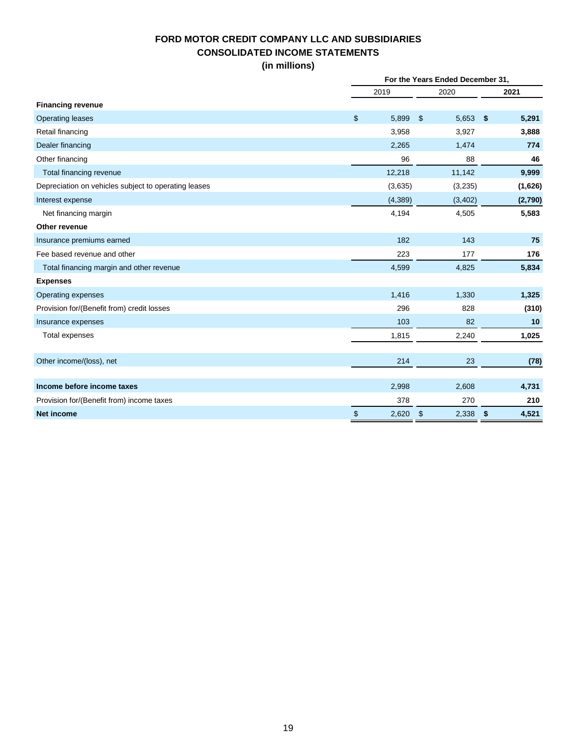# FORD MOTOR CREDIT COMPANY LLC AND SUBSIDIARIES
## CONSOLIDATED INCOME STATEMENTS
### (in millions)

| | For the Years Ended December 31, | | |
|---|---|---|---|
| | 2019 | 2020 | **2021** |
| **Financing revenue** | | | |
| Operating leases | $ 5,899 | $ 5,653 | **$ 5,291** |
| Retail financing | 3,958 | 3,927 | **3,888** |
| Dealer financing | 2,265 | 1,474 | **774** |
| Other financing | 96 | 88 | **46** |
| Total financing revenue | 12,218 | 11,142 | **9,999** |
| Depreciation on vehicles subject to operating leases | (3,635) | (3,235) | **(1,626)** |
| Interest expense | (4,389) | (3,402) | **(2,790)** |
| Net financing margin | 4,194 | 4,505 | **5,583** |
| **Other revenue** | | | |
| Insurance premiums earned | 182 | 143 | **75** |
| Fee based revenue and other | 223 | 177 | **176** |
| Total financing margin and other revenue | 4,599 | 4,825 | **5,834** |
| **Expenses** | | | |
| Operating expenses | 1,416 | 1,330 | **1,325** |
| Provision for/(Benefit from) credit losses | 296 | 828 | **(310)** |
| Insurance expenses | 103 | 82 | **10** |
| Total expenses | 1,815 | 2,240 | **1,025** |
| | | | |
| Other income/(loss), net | 214 | 23 | **(78)** |
| | | | |
| **Income before income taxes** | 2,998 | 2,608 | **4,731** |
| Provision for/(Benefit from) income taxes | 378 | 270 | **210** |
| **Net income** | $ 2,620 | $ 2,338 | **$ 4,521** |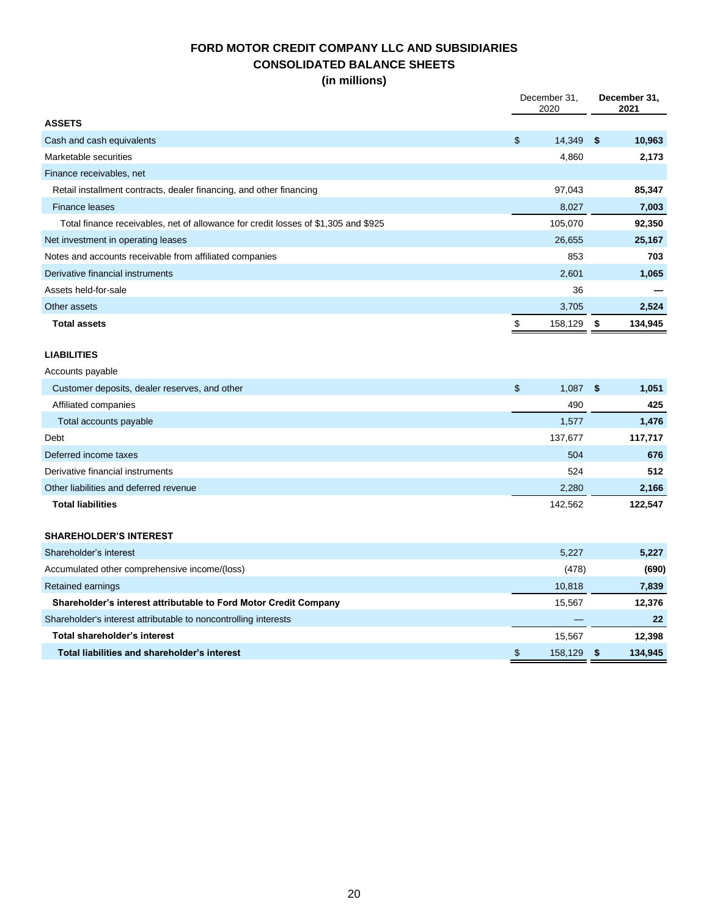# FORD MOTOR CREDIT COMPANY LLC AND SUBSIDIARIES
## CONSOLIDATED BALANCE SHEETS
### (in millions)

| | December 31, 2020 | **December 31, 2021** |
|---|---|---|
| **ASSETS** | | |
| Cash and cash equivalents | $ 14,349 | **$ 10,963** |
| Marketable securities | 4,860 | **2,173** |
| Finance receivables, net | | |
| Retail installment contracts, dealer financing, and other financing | 97,043 | **85,347** |
| Finance leases | 8,027 | **7,003** |
| Total finance receivables, net of allowance for credit losses of $1,305 and $925 | 105,070 | **92,350** |
| Net investment in operating leases | 26,655 | **25,167** |
| Notes and accounts receivable from affiliated companies | 853 | **703** |
| Derivative financial instruments | 2,601 | **1,065** |
| Assets held-for-sale | 36 | **—** |
| Other assets | 3,705 | **2,524** |
| **Total assets** | $ 158,129 | **$ 134,945** |
| | | |
| **LIABILITIES** | | |
| Accounts payable | | |
| Customer deposits, dealer reserves, and other | $ 1,087 | **$ 1,051** |
| Affiliated companies | 490 | **425** |
| Total accounts payable | 1,577 | **1,476** |
| Debt | 137,677 | **117,717** |
| Deferred income taxes | 504 | **676** |
| Derivative financial instruments | 524 | **512** |
| Other liabilities and deferred revenue | 2,280 | **2,166** |
| **Total liabilities** | 142,562 | **122,547** |
| | | |
| **SHAREHOLDER'S INTEREST** | | |
| Shareholder's interest | 5,227 | **5,227** |
| Accumulated other comprehensive income/(loss) | (478) | **(690)** |
| Retained earnings | 10,818 | **7,839** |
| **Shareholder's interest attributable to Ford Motor Credit Company** | 15,567 | **12,376** |
| Shareholder's interest attributable to noncontrolling interests | — | **22** |
| **Total shareholder's interest** | 15,567 | **12,398** |
| **Total liabilities and shareholder's interest** | $ 158,129 | **$ 134,945** |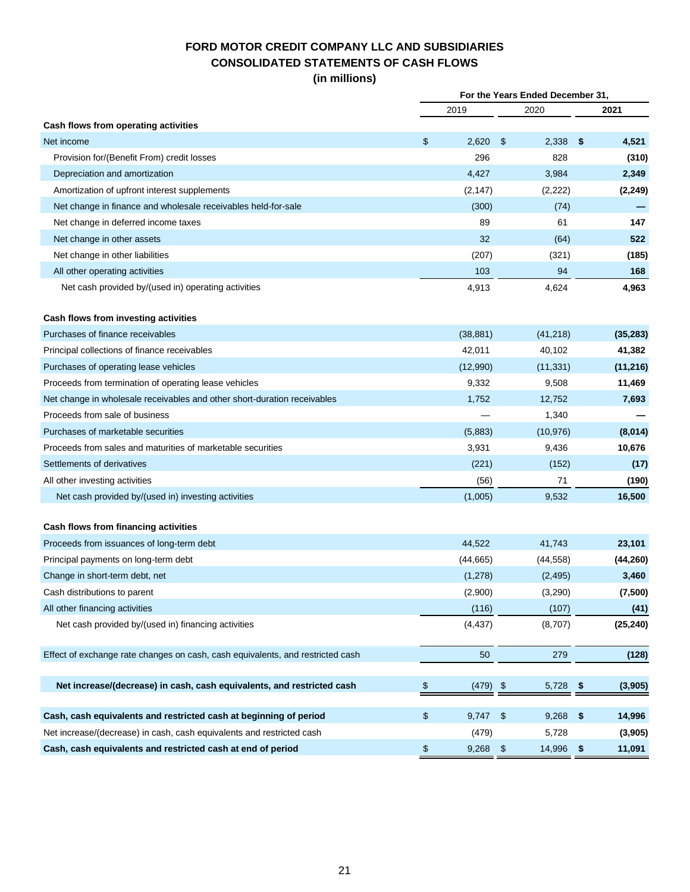# FORD MOTOR CREDIT COMPANY LLC AND SUBSIDIARIES
## CONSOLIDATED STATEMENTS OF CASH FLOWS
### (in millions)

| | For the Years Ended December 31, | | |
|---|---|---|---|
| | 2019 | 2020 | **2021** |
| **Cash flows from operating activities** | | | |
| Net income | $ 2,620 | $ 2,338 | **$ 4,521** |
| Provision for/(Benefit From) credit losses | 296 | 828 | **(310)** |
| Depreciation and amortization | 4,427 | 3,984 | **2,349** |
| Amortization of upfront interest supplements | (2,147) | (2,222) | **(2,249)** |
| Net change in finance and wholesale receivables held-for-sale | (300) | (74) | **—** |
| Net change in deferred income taxes | 89 | 61 | **147** |
| Net change in other assets | 32 | (64) | **522** |
| Net change in other liabilities | (207) | (321) | **(185)** |
| All other operating activities | 103 | 94 | **168** |
| Net cash provided by/(used in) operating activities | 4,913 | 4,624 | **4,963** |
| | | | |
| **Cash flows from investing activities** | | | |
| Purchases of finance receivables | (38,881) | (41,218) | **(35,283)** |
| Principal collections of finance receivables | 42,011 | 40,102 | **41,382** |
| Purchases of operating lease vehicles | (12,990) | (11,331) | **(11,216)** |
| Proceeds from termination of operating lease vehicles | 9,332 | 9,508 | **11,469** |
| Net change in wholesale receivables and other short-duration receivables | 1,752 | 12,752 | **7,693** |
| Proceeds from sale of business | — | 1,340 | **—** |
| Purchases of marketable securities | (5,883) | (10,976) | **(8,014)** |
| Proceeds from sales and maturities of marketable securities | 3,931 | 9,436 | **10,676** |
| Settlements of derivatives | (221) | (152) | **(17)** |
| All other investing activities | (56) | 71 | **(190)** |
| Net cash provided by/(used in) investing activities | (1,005) | 9,532 | **16,500** |
| | | | |
| **Cash flows from financing activities** | | | |
| Proceeds from issuances of long-term debt | 44,522 | 41,743 | **23,101** |
| Principal payments on long-term debt | (44,665) | (44,558) | **(44,260)** |
| Change in short-term debt, net | (1,278) | (2,495) | **3,460** |
| Cash distributions to parent | (2,900) | (3,290) | **(7,500)** |
| All other financing activities | (116) | (107) | **(41)** |
| Net cash provided by/(used in) financing activities | (4,437) | (8,707) | **(25,240)** |
| | | | |
| Effect of exchange rate changes on cash, cash equivalents, and restricted cash | 50 | 279 | **(128)** |
| | | | |
| **Net increase/(decrease) in cash, cash equivalents, and restricted cash** | $ (479) | $ 5,728 | **$ (3,905)** |
| | | | |
| **Cash, cash equivalents and restricted cash at beginning of period** | $ 9,747 | $ 9,268 | **$ 14,996** |
| Net increase/(decrease) in cash, cash equivalents and restricted cash | (479) | 5,728 | **(3,905)** |
| **Cash, cash equivalents and restricted cash at end of period** | $ 9,268 | $ 14,996 | **$ 11,091** |